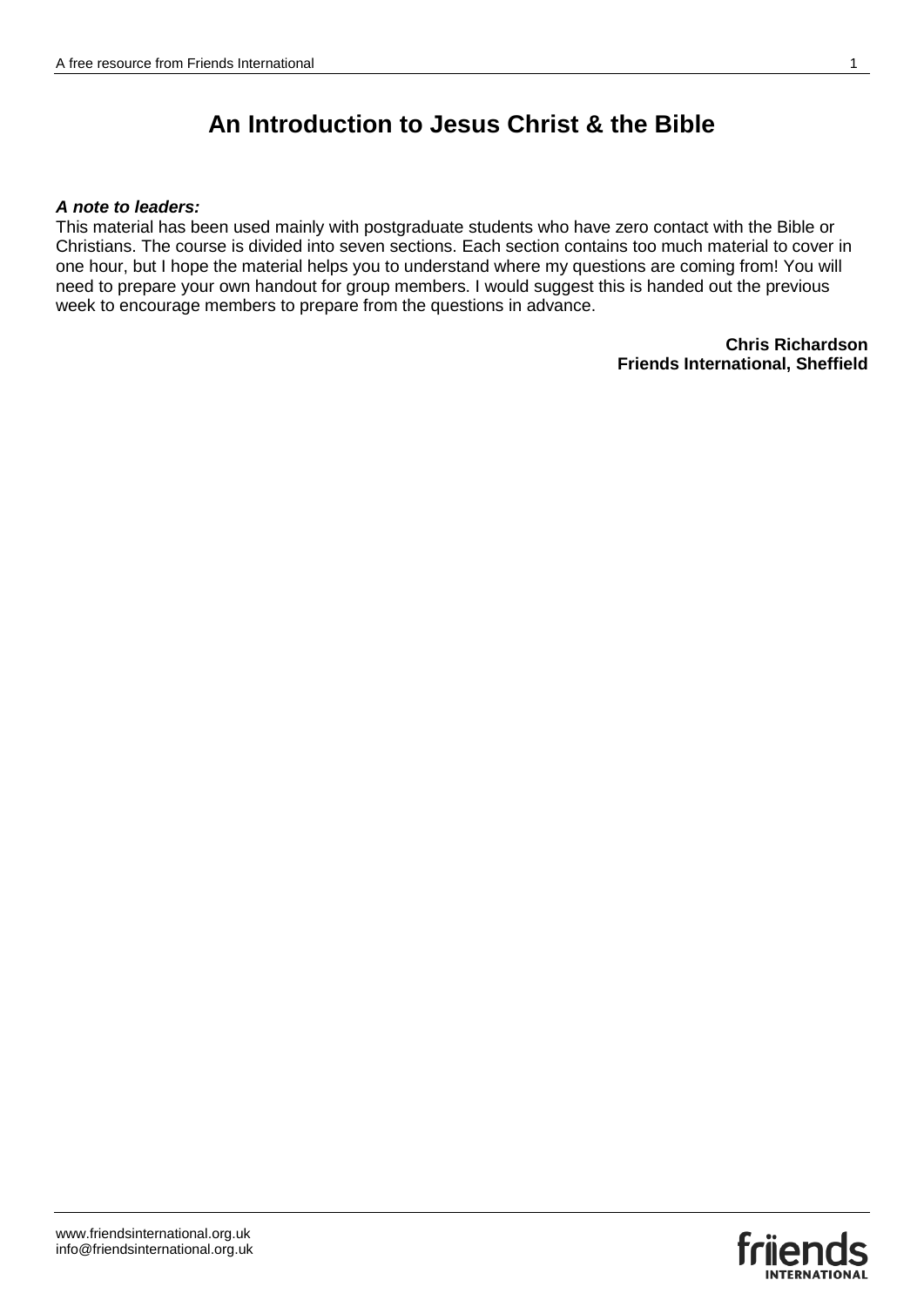# An Introduction to Jesus Christ & the Bible

***A note to leaders:***
This material has been used mainly with postgraduate students who have zero contact with the Bible or Christians. The course is divided into seven sections. Each section contains too much material to cover in one hour, but I hope the material helps you to understand where my questions are coming from! You will need to prepare your own handout for group members. I would suggest this is handed out the previous week to encourage members to prepare from the questions in advance.

**Chris Richardson**
**Friends International, Sheffield**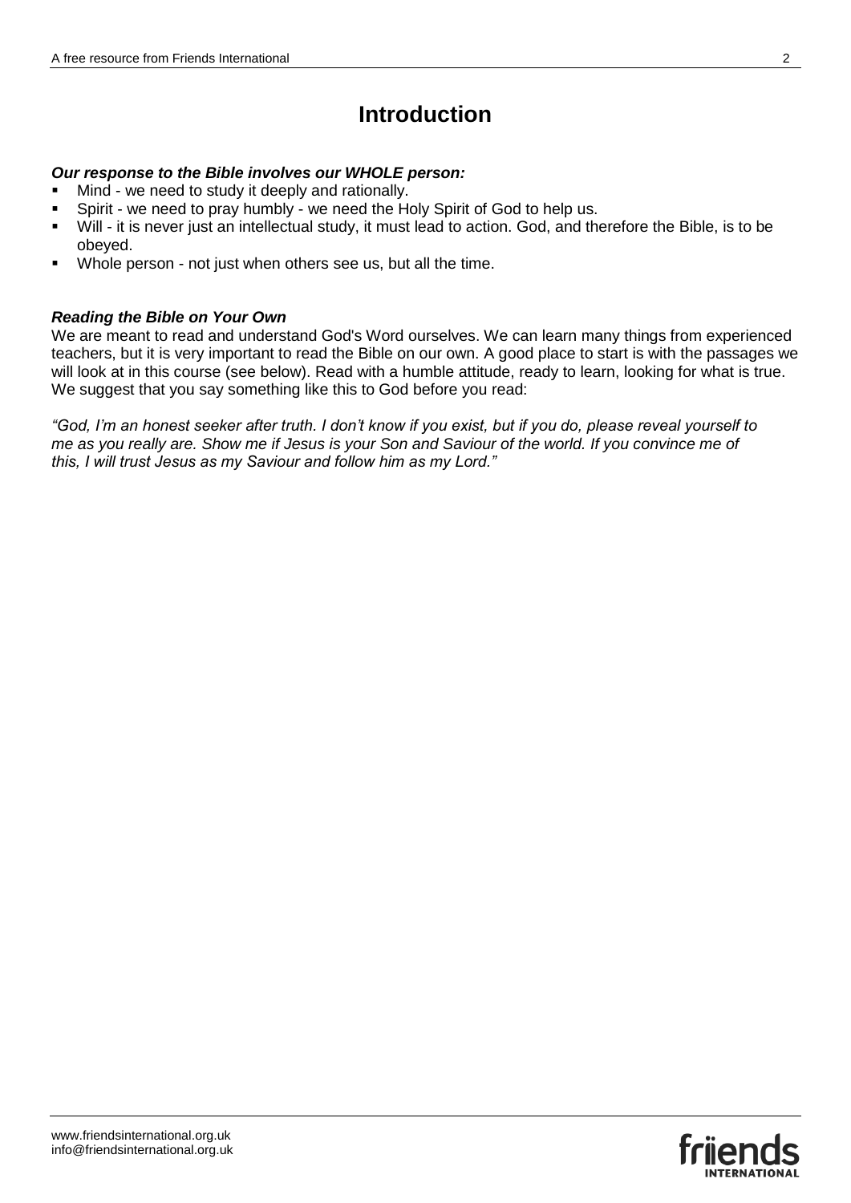# Introduction

***Our response to the Bible involves our WHOLE person:***

- Mind - we need to study it deeply and rationally.
- Spirit - we need to pray humbly - we need the Holy Spirit of God to help us.
- Will - it is never just an intellectual study, it must lead to action. God, and therefore the Bible, is to be obeyed.
- Whole person - not just when others see us, but all the time.

***Reading the Bible on Your Own***

We are meant to read and understand God's Word ourselves. We can learn many things from experienced teachers, but it is very important to read the Bible on our own. A good place to start is with the passages we will look at in this course (see below). Read with a humble attitude, ready to learn, looking for what is true. We suggest that you say something like this to God before you read:

*"God, I'm an honest seeker after truth. I don't know if you exist, but if you do, please reveal yourself to me as you really are. Show me if Jesus is your Son and Saviour of the world. If you convince me of this, I will trust Jesus as my Saviour and follow him as my Lord."*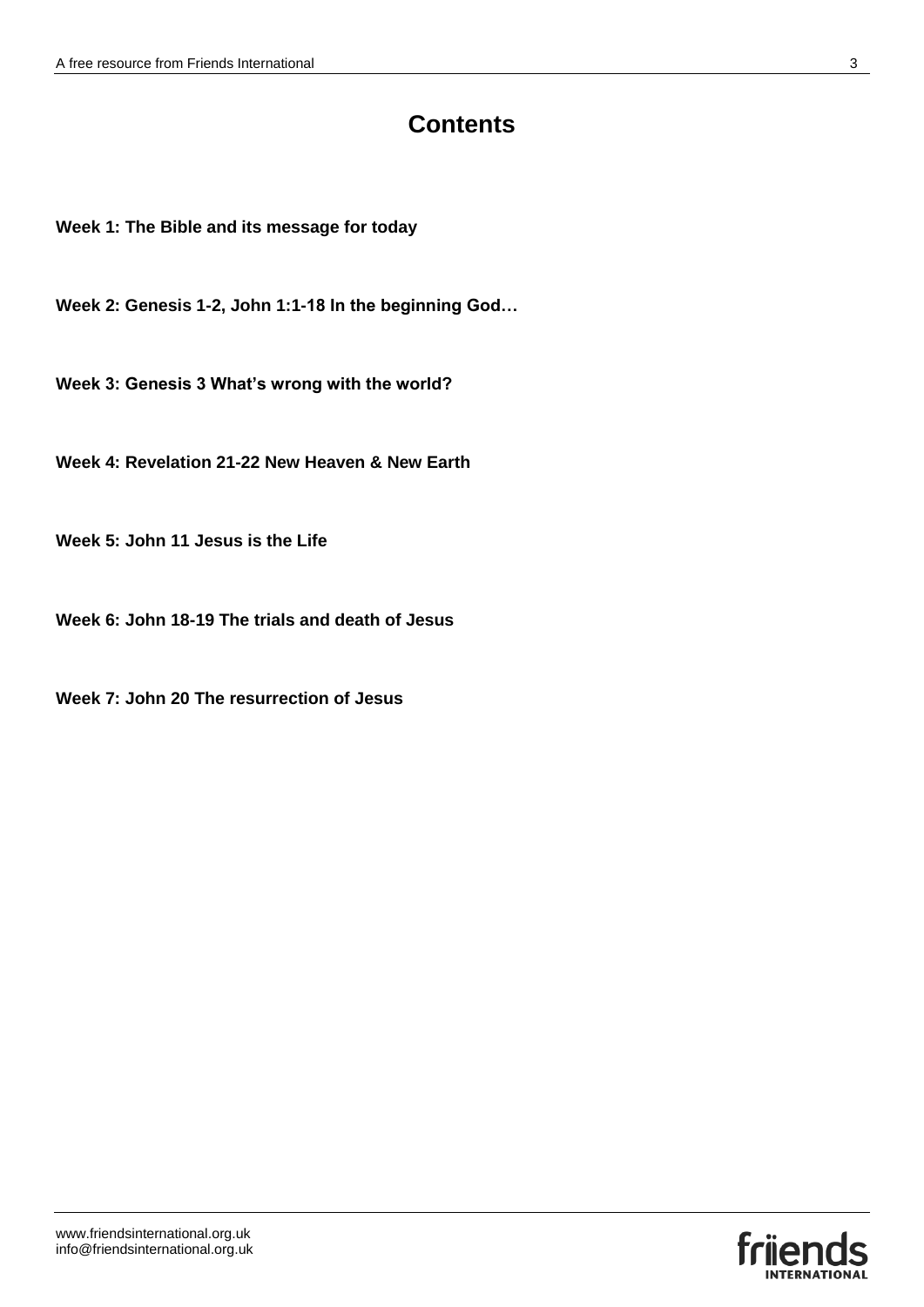# Contents

**Week 1: The Bible and its message for today**

**Week 2: Genesis 1-2, John 1:1-18 In the beginning God…**

**Week 3: Genesis 3 What's wrong with the world?**

**Week 4: Revelation 21-22 New Heaven & New Earth**

**Week 5: John 11 Jesus is the Life**

**Week 6: John 18-19 The trials and death of Jesus**

**Week 7: John 20 The resurrection of Jesus**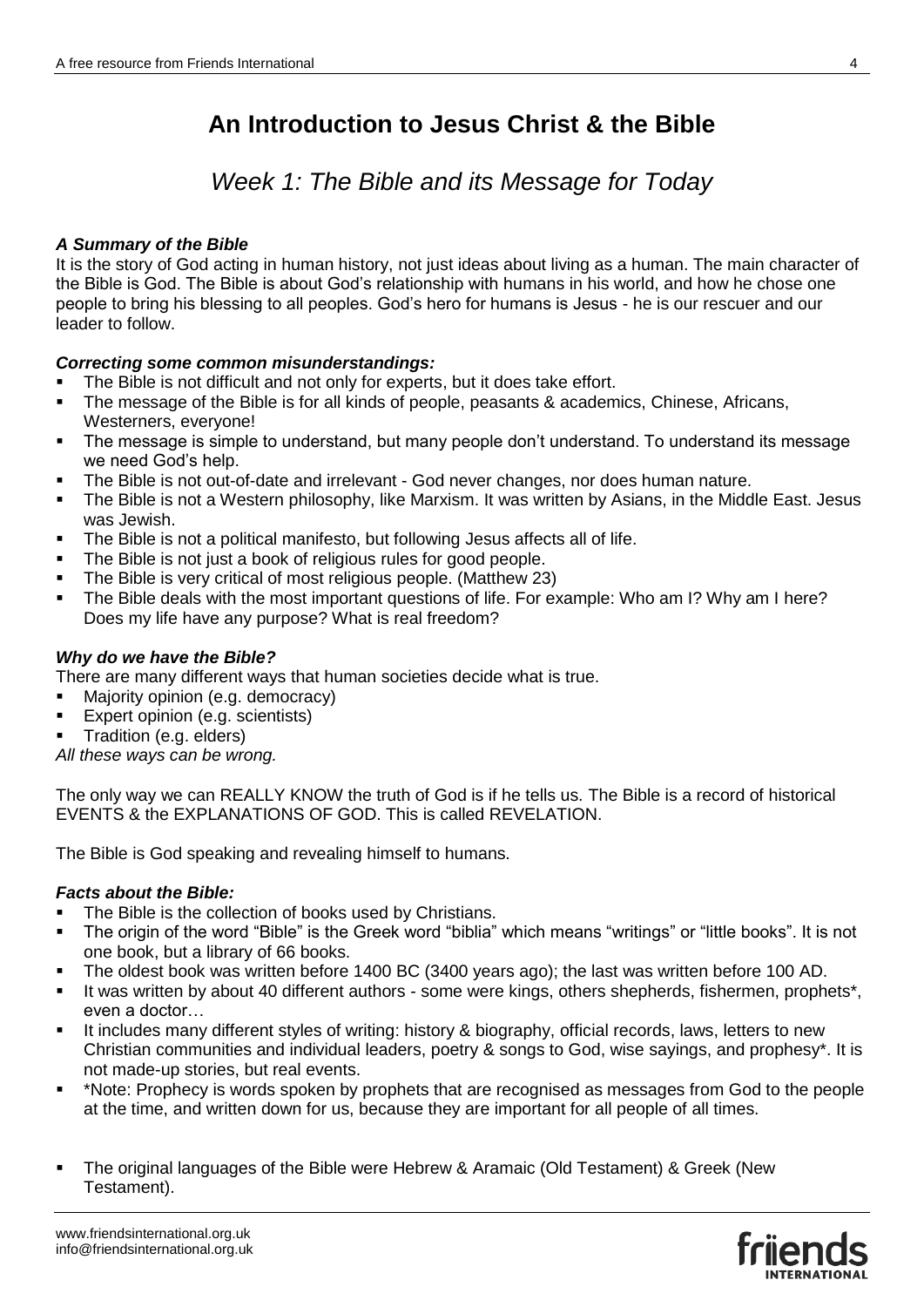# An Introduction to Jesus Christ & the Bible

## *Week 1: The Bible and its Message for Today*

***A Summary of the Bible***

It is the story of God acting in human history, not just ideas about living as a human. The main character of the Bible is God. The Bible is about God's relationship with humans in his world, and how he chose one people to bring his blessing to all peoples. God's hero for humans is Jesus - he is our rescuer and our leader to follow.

***Correcting some common misunderstandings:***

- The Bible is not difficult and not only for experts, but it does take effort.
- The message of the Bible is for all kinds of people, peasants & academics, Chinese, Africans, Westerners, everyone!
- The message is simple to understand, but many people don't understand. To understand its message we need God's help.
- The Bible is not out-of-date and irrelevant - God never changes, nor does human nature.
- The Bible is not a Western philosophy, like Marxism. It was written by Asians, in the Middle East. Jesus was Jewish.
- The Bible is not a political manifesto, but following Jesus affects all of life.
- The Bible is not just a book of religious rules for good people.
- The Bible is very critical of most religious people. (Matthew 23)
- The Bible deals with the most important questions of life. For example: Who am I? Why am I here? Does my life have any purpose? What is real freedom?

***Why do we have the Bible?***

There are many different ways that human societies decide what is true.

- Majority opinion (e.g. democracy)
- Expert opinion (e.g. scientists)
- Tradition (e.g. elders)

*All these ways can be wrong.*

The only way we can REALLY KNOW the truth of God is if he tells us. The Bible is a record of historical EVENTS & the EXPLANATIONS OF GOD. This is called REVELATION.

The Bible is God speaking and revealing himself to humans.

***Facts about the Bible:***

- The Bible is the collection of books used by Christians.
- The origin of the word "Bible" is the Greek word "biblia" which means "writings" or "little books". It is not one book, but a library of 66 books.
- The oldest book was written before 1400 BC (3400 years ago); the last was written before 100 AD.
- It was written by about 40 different authors - some were kings, others shepherds, fishermen, prophets*, even a doctor…
- It includes many different styles of writing: history & biography, official records, laws, letters to new Christian communities and individual leaders, poetry & songs to God, wise sayings, and prophesy*. It is not made-up stories, but real events.
- *Note: Prophecy is words spoken by prophets that are recognised as messages from God to the people at the time, and written down for us, because they are important for all people of all times.

- The original languages of the Bible were Hebrew & Aramaic (Old Testament) & Greek (New Testament).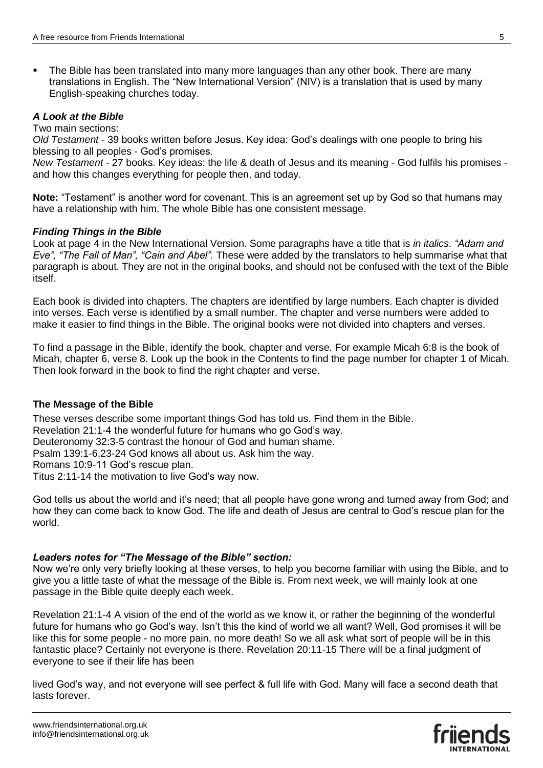- The Bible has been translated into many more languages than any other book. There are many translations in English. The "New International Version" (NIV) is a translation that is used by many English-speaking churches today.

### *A Look at the Bible*

Two main sections:

*Old Testament* - 39 books written before Jesus. Key idea: God's dealings with one people to bring his blessing to all peoples - God's promises.

*New Testament* - 27 books. Key ideas: the life & death of Jesus and its meaning - God fulfils his promises - and how this changes everything for people then, and today.

**Note:** "Testament" is another word for covenant. This is an agreement set up by God so that humans may have a relationship with him. The whole Bible has one consistent message.

### *Finding Things in the Bible*

Look at page 4 in the New International Version. Some paragraphs have a title that is *in italics*. *"Adam and Eve", "The Fall of Man", "Cain and Abel".* These were added by the translators to help summarise what that paragraph is about. They are not in the original books, and should not be confused with the text of the Bible itself.

Each book is divided into chapters. The chapters are identified by large numbers. Each chapter is divided into verses. Each verse is identified by a small number. The chapter and verse numbers were added to make it easier to find things in the Bible. The original books were not divided into chapters and verses.

To find a passage in the Bible, identify the book, chapter and verse. For example Micah 6:8 is the book of Micah, chapter 6, verse 8. Look up the book in the Contents to find the page number for chapter 1 of Micah. Then look forward in the book to find the right chapter and verse.

### The Message of the Bible

These verses describe some important things God has told us. Find them in the Bible.
Revelation 21:1-4 the wonderful future for humans who go God's way.
Deuteronomy 32:3-5 contrast the honour of God and human shame.
Psalm 139:1-6,23-24 God knows all about us. Ask him the way.
Romans 10:9-11 God's rescue plan.
Titus 2:11-14 the motivation to live God's way now.

God tells us about the world and it's need; that all people have gone wrong and turned away from God; and how they can come back to know God. The life and death of Jesus are central to God's rescue plan for the world.

### *Leaders notes for "The Message of the Bible" section:*

Now we're only very briefly looking at these verses, to help you become familiar with using the Bible, and to give you a little taste of what the message of the Bible is. From next week, we will mainly look at one passage in the Bible quite deeply each week.

Revelation 21:1-4 A vision of the end of the world as we know it, or rather the beginning of the wonderful future for humans who go God's way. Isn't this the kind of world we all want? Well, God promises it will be like this for some people - no more pain, no more death! So we all ask what sort of people will be in this fantastic place? Certainly not everyone is there. Revelation 20:11-15 There will be a final judgment of everyone to see if their life has been lived God's way, and not everyone will see perfect & full life with God. Many will face a second death that lasts forever.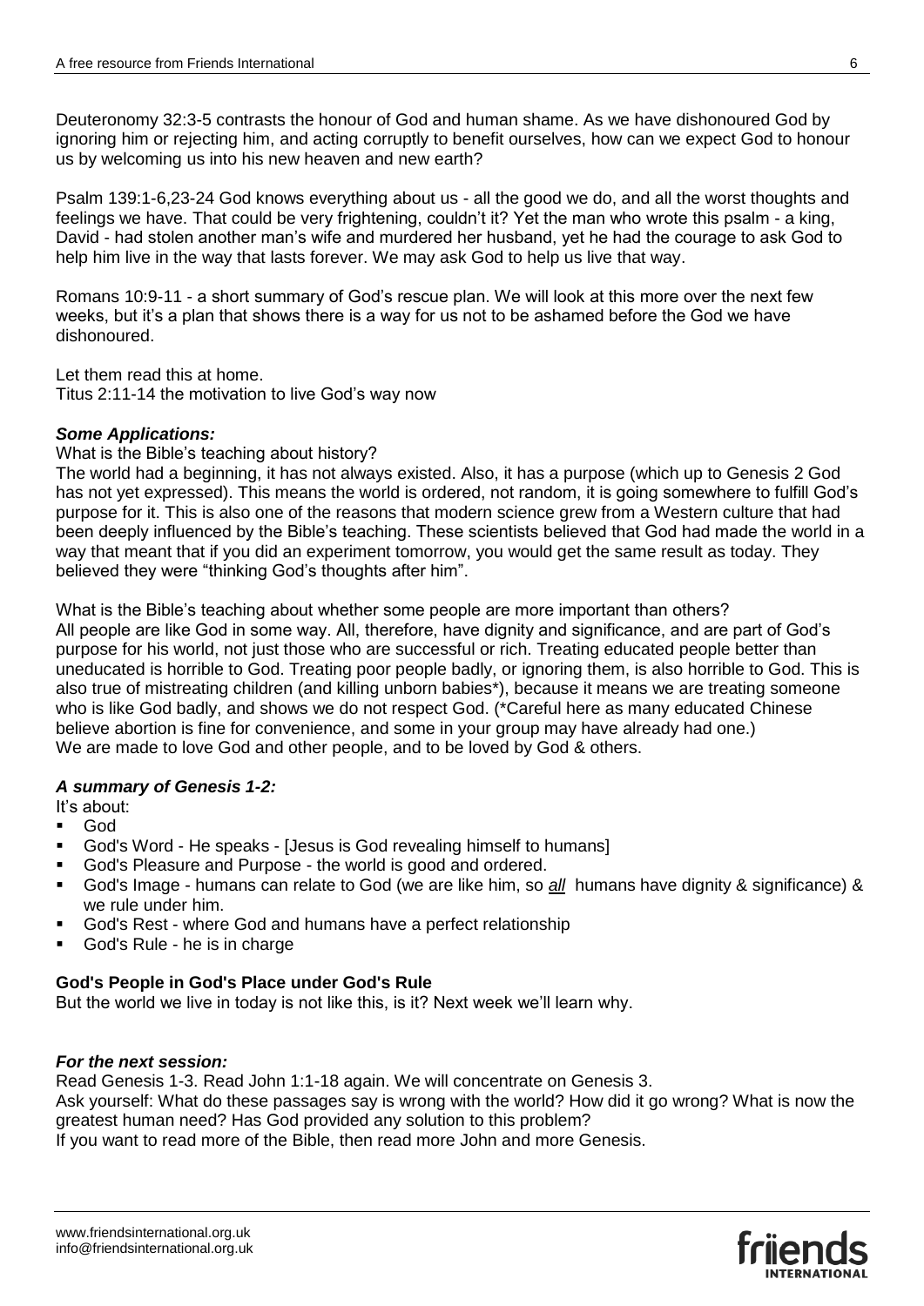Deuteronomy 32:3-5 contrasts the honour of God and human shame. As we have dishonoured God by ignoring him or rejecting him, and acting corruptly to benefit ourselves, how can we expect God to honour us by welcoming us into his new heaven and new earth?

Psalm 139:1-6,23-24 God knows everything about us - all the good we do, and all the worst thoughts and feelings we have. That could be very frightening, couldn't it? Yet the man who wrote this psalm - a king, David - had stolen another man's wife and murdered her husband, yet he had the courage to ask God to help him live in the way that lasts forever. We may ask God to help us live that way.

Romans 10:9-11 - a short summary of God's rescue plan. We will look at this more over the next few weeks, but it's a plan that shows there is a way for us not to be ashamed before the God we have dishonoured.

Let them read this at home.
Titus 2:11-14 the motivation to live God's way now

### *Some Applications:*

What is the Bible's teaching about history?
The world had a beginning, it has not always existed. Also, it has a purpose (which up to Genesis 2 God has not yet expressed). This means the world is ordered, not random, it is going somewhere to fulfill God's purpose for it. This is also one of the reasons that modern science grew from a Western culture that had been deeply influenced by the Bible's teaching. These scientists believed that God had made the world in a way that meant that if you did an experiment tomorrow, you would get the same result as today. They believed they were "thinking God's thoughts after him".

What is the Bible's teaching about whether some people are more important than others?
All people are like God in some way. All, therefore, have dignity and significance, and are part of God's purpose for his world, not just those who are successful or rich. Treating educated people better than uneducated is horrible to God. Treating poor people badly, or ignoring them, is also horrible to God. This is also true of mistreating children (and killing unborn babies*), because it means we are treating someone who is like God badly, and shows we do not respect God. (*Careful here as many educated Chinese believe abortion is fine for convenience, and some in your group may have already had one.)
We are made to love God and other people, and to be loved by God & others.

### *A summary of Genesis 1-2:*

It's about:

- God
- God's Word - He speaks - [Jesus is God revealing himself to humans]
- God's Pleasure and Purpose - the world is good and ordered.
- God's Image - humans can relate to God (we are like him, so ***all*** humans have dignity & significance) & we rule under him.
- God's Rest - where God and humans have a perfect relationship
- God's Rule - he is in charge

**God's People in God's Place under God's Rule**

But the world we live in today is not like this, is it? Next week we'll learn why.

### *For the next session:*

Read Genesis 1-3. Read John 1:1-18 again. We will concentrate on Genesis 3.
Ask yourself: What do these passages say is wrong with the world? How did it go wrong? What is now the greatest human need? Has God provided any solution to this problem?
If you want to read more of the Bible, then read more John and more Genesis.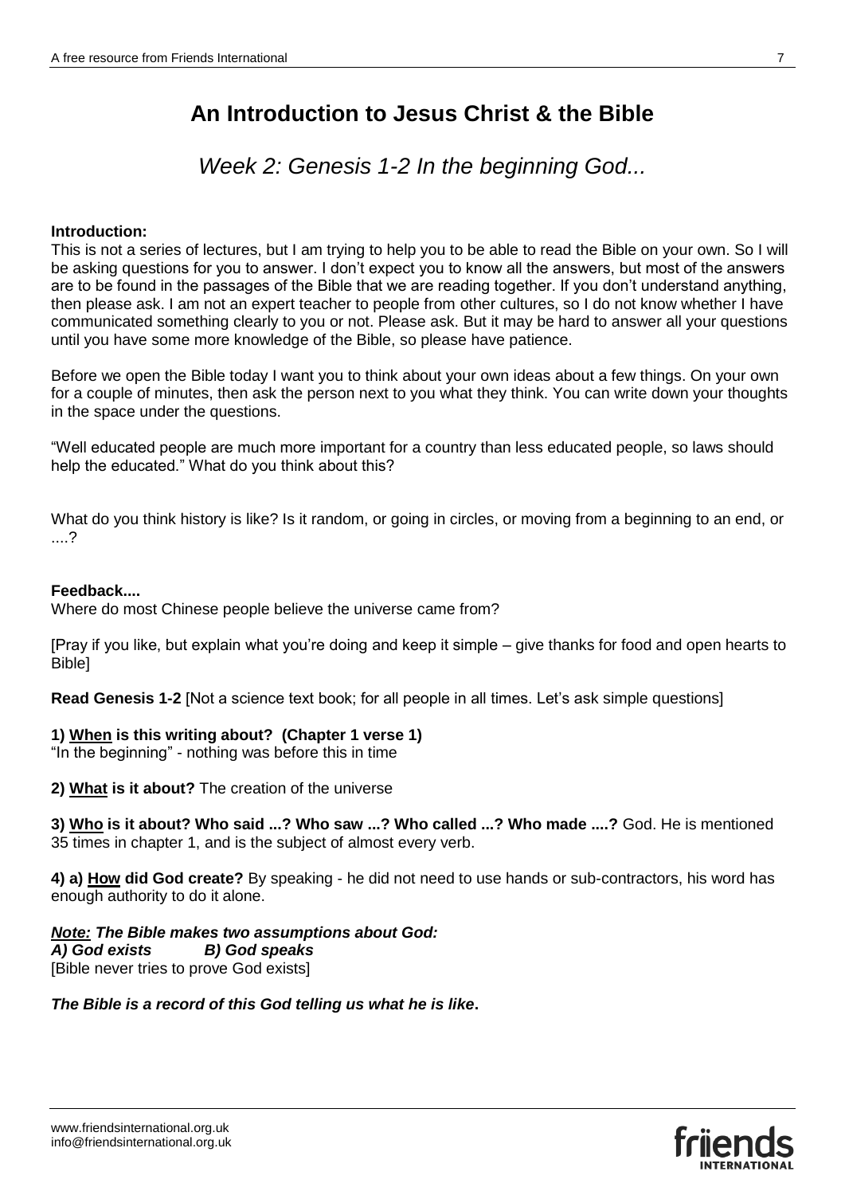# An Introduction to Jesus Christ & the Bible

## *Week 2: Genesis 1-2 In the beginning God...*

**Introduction:**
This is not a series of lectures, but I am trying to help you to be able to read the Bible on your own. So I will be asking questions for you to answer. I don't expect you to know all the answers, but most of the answers are to be found in the passages of the Bible that we are reading together. If you don't understand anything, then please ask. I am not an expert teacher to people from other cultures, so I do not know whether I have communicated something clearly to you or not. Please ask. But it may be hard to answer all your questions until you have some more knowledge of the Bible, so please have patience.

Before we open the Bible today I want you to think about your own ideas about a few things. On your own for a couple of minutes, then ask the person next to you what they think. You can write down your thoughts in the space under the questions.

"Well educated people are much more important for a country than less educated people, so laws should help the educated." What do you think about this?

What do you think history is like? Is it random, or going in circles, or moving from a beginning to an end, or ....?

**Feedback....**
Where do most Chinese people believe the universe came from?

[Pray if you like, but explain what you're doing and keep it simple – give thanks for food and open hearts to Bible]

**Read Genesis 1-2** [Not a science text book; for all people in all times. Let's ask simple questions]

**1) <u>When</u> is this writing about? (Chapter 1 verse 1)**
"In the beginning" - nothing was before this in time

**2) <u>What</u> is it about?** The creation of the universe

**3) <u>Who</u> is it about? Who said ...? Who saw ...? Who called ...? Who made ....?** God. He is mentioned 35 times in chapter 1, and is the subject of almost every verb.

**4) a) <u>How</u> did God create?** By speaking - he did not need to use hands or sub-contractors, his word has enough authority to do it alone.

***<u>Note:</u> The Bible makes two assumptions about God:***
***A) God exists B) God speaks***
[Bible never tries to prove God exists]

***The Bible is a record of this God telling us what he is like*.**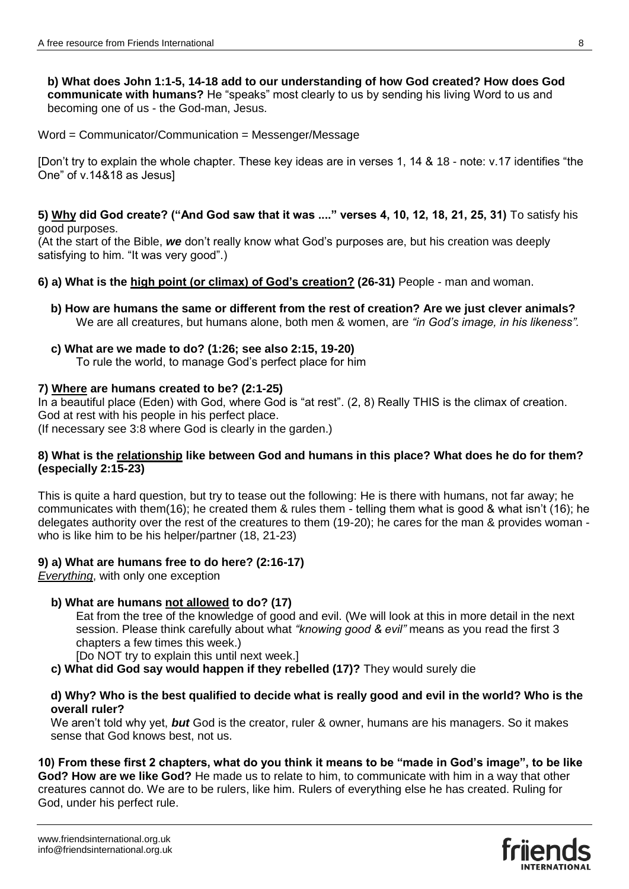**b) What does John 1:1-5, 14-18 add to our understanding of how God created? How does God communicate with humans?** He "speaks" most clearly to us by sending his living Word to us and becoming one of us - the God-man, Jesus.

Word = Communicator/Communication = Messenger/Message

[Don't try to explain the whole chapter. These key ideas are in verses 1, 14 & 18 - note: v.17 identifies "the One" of v.14&18 as Jesus]

**5) <u>Why</u> did God create? ("And God saw that it was ...." verses 4, 10, 12, 18, 21, 25, 31)** To satisfy his good purposes.

(At the start of the Bible, ***we*** don't really know what God's purposes are, but his creation was deeply satisfying to him. "It was very good".)

**6) a) What is the <u>high point (or climax) of God's creation?</u> (26-31)** People - man and woman.

**b) How are humans the same or different from the rest of creation? Are we just clever animals?** We are all creatures, but humans alone, both men & women, are *"in God's image, in his likeness"*.

**c) What are we made to do? (1:26; see also 2:15, 19-20)**
To rule the world, to manage God's perfect place for him

**7) <u>Where</u> are humans created to be? (2:1-25)**

In a beautiful place (Eden) with God, where God is "at rest". (2, 8) Really THIS is the climax of creation. God at rest with his people in his perfect place.
(If necessary see 3:8 where God is clearly in the garden.)

**8) What is the <u>relationship</u> like between God and humans in this place? What does he do for them? (especially 2:15-23)**

This is quite a hard question, but try to tease out the following: He is there with humans, not far away; he communicates with them(16); he created them & rules them - telling them what is good & what isn't (16); he delegates authority over the rest of the creatures to them (19-20); he cares for the man & provides woman - who is like him to be his helper/partner (18, 21-23)

**9) a) What are humans free to do here? (2:16-17)**

*<u>Everything</u>*, with only one exception

**b) What are humans <u>not allowed</u> to do? (17)**

Eat from the tree of the knowledge of good and evil. (We will look at this in more detail in the next session. Please think carefully about what *"knowing good & evil"* means as you read the first 3 chapters a few times this week.)
[Do NOT try to explain this until next week.]

**c) What did God say would happen if they rebelled (17)?** They would surely die

**d) Why? Who is the best qualified to decide what is really good and evil in the world? Who is the overall ruler?**

We aren't told why yet, ***but*** God is the creator, ruler & owner, humans are his managers. So it makes sense that God knows best, not us.

**10) From these first 2 chapters, what do you think it means to be "made in God's image", to be like God? How are we like God?** He made us to relate to him, to communicate with him in a way that other creatures cannot do. We are to be rulers, like him. Rulers of everything else he has created. Ruling for God, under his perfect rule.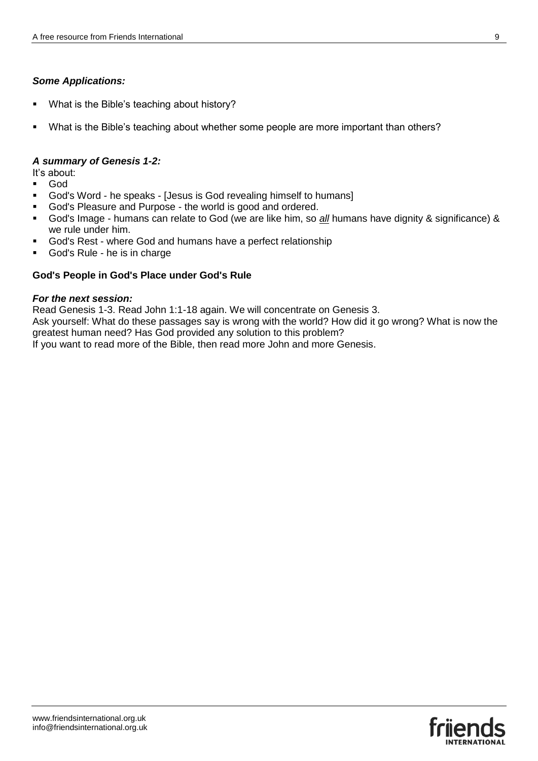***Some Applications:***

- What is the Bible's teaching about history?
- What is the Bible's teaching about whether some people are more important than others?

***A summary of Genesis 1-2:***

It's about:

- God
- God's Word - he speaks - [Jesus is God revealing himself to humans]
- God's Pleasure and Purpose - the world is good and ordered.
- God's Image - humans can relate to God (we are like him, so ***all*** humans have dignity & significance) & we rule under him.
- God's Rest - where God and humans have a perfect relationship
- God's Rule - he is in charge

**God's People in God's Place under God's Rule**

***For the next session:***

Read Genesis 1-3. Read John 1:1-18 again. We will concentrate on Genesis 3.

Ask yourself: What do these passages say is wrong with the world? How did it go wrong? What is now the greatest human need? Has God provided any solution to this problem?

If you want to read more of the Bible, then read more John and more Genesis.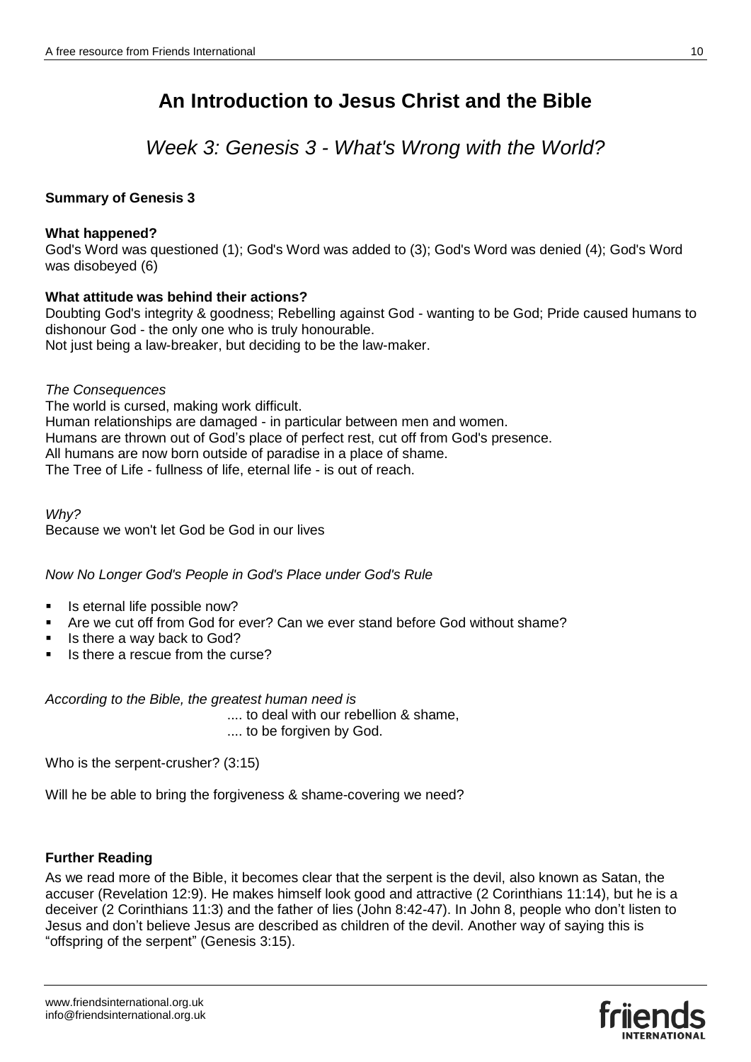# An Introduction to Jesus Christ and the Bible

## *Week 3: Genesis 3 - What's Wrong with the World?*

**Summary of Genesis 3**

**What happened?**
God's Word was questioned (1); God's Word was added to (3); God's Word was denied (4); God's Word was disobeyed (6)

**What attitude was behind their actions?**
Doubting God's integrity & goodness; Rebelling against God - wanting to be God; Pride caused humans to dishonour God - the only one who is truly honourable.
Not just being a law-breaker, but deciding to be the law-maker.

*The Consequences*
The world is cursed, making work difficult.
Human relationships are damaged - in particular between men and women.
Humans are thrown out of God's place of perfect rest, cut off from God's presence.
All humans are now born outside of paradise in a place of shame.
The Tree of Life - fullness of life, eternal life - is out of reach.

*Why?*
Because we won't let God be God in our lives

*Now No Longer God's People in God's Place under God's Rule*

- Is eternal life possible now?
- Are we cut off from God for ever? Can we ever stand before God without shame?
- Is there a way back to God?
- Is there a rescue from the curse?

*According to the Bible, the greatest human need is*
.... to deal with our rebellion & shame,
.... to be forgiven by God.

Who is the serpent-crusher? (3:15)

Will he be able to bring the forgiveness & shame-covering we need?

**Further Reading**

As we read more of the Bible, it becomes clear that the serpent is the devil, also known as Satan, the accuser (Revelation 12:9). He makes himself look good and attractive (2 Corinthians 11:14), but he is a deceiver (2 Corinthians 11:3) and the father of lies (John 8:42-47). In John 8, people who don't listen to Jesus and don't believe Jesus are described as children of the devil. Another way of saying this is "offspring of the serpent" (Genesis 3:15).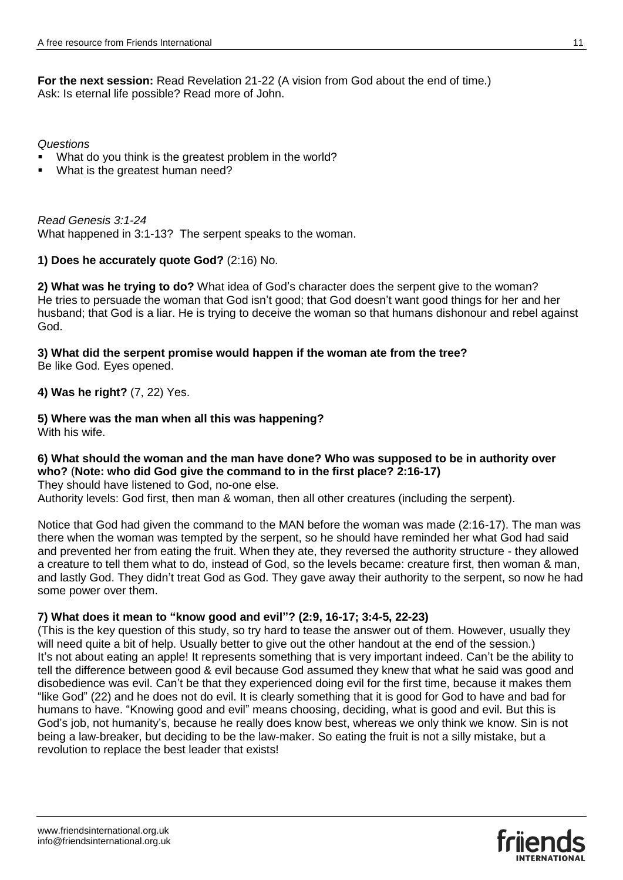**For the next session:** Read Revelation 21-22 (A vision from God about the end of time.)
Ask: Is eternal life possible? Read more of John.

*Questions*

- What do you think is the greatest problem in the world?
- What is the greatest human need?

*Read Genesis 3:1-24*
What happened in 3:1-13? The serpent speaks to the woman.

**1) Does he accurately quote God?** (2:16) No.

**2) What was he trying to do?** What idea of God's character does the serpent give to the woman? He tries to persuade the woman that God isn't good; that God doesn't want good things for her and her husband; that God is a liar. He is trying to deceive the woman so that humans dishonour and rebel against God.

**3) What did the serpent promise would happen if the woman ate from the tree?**
Be like God. Eyes opened.

**4) Was he right?** (7, 22) Yes.

**5) Where was the man when all this was happening?**
With his wife.

**6) What should the woman and the man have done? Who was supposed to be in authority over who?** (**Note: who did God give the command to in the first place? 2:16-17)**
They should have listened to God, no-one else.
Authority levels: God first, then man & woman, then all other creatures (including the serpent).

Notice that God had given the command to the MAN before the woman was made (2:16-17). The man was there when the woman was tempted by the serpent, so he should have reminded her what God had said and prevented her from eating the fruit. When they ate, they reversed the authority structure - they allowed a creature to tell them what to do, instead of God, so the levels became: creature first, then woman & man, and lastly God. They didn't treat God as God. They gave away their authority to the serpent, so now he had some power over them.

**7) What does it mean to "know good and evil"? (2:9, 16-17; 3:4-5, 22-23)**
(This is the key question of this study, so try hard to tease the answer out of them. However, usually they will need quite a bit of help. Usually better to give out the other handout at the end of the session.)
It's not about eating an apple! It represents something that is very important indeed. Can't be the ability to tell the difference between good & evil because God assumed they knew that what he said was good and disobedience was evil. Can't be that they experienced doing evil for the first time, because it makes them "like God" (22) and he does not do evil. It is clearly something that it is good for God to have and bad for humans to have. "Knowing good and evil" means choosing, deciding, what is good and evil. But this is God's job, not humanity's, because he really does know best, whereas we only think we know. Sin is not being a law-breaker, but deciding to be the law-maker. So eating the fruit is not a silly mistake, but a revolution to replace the best leader that exists!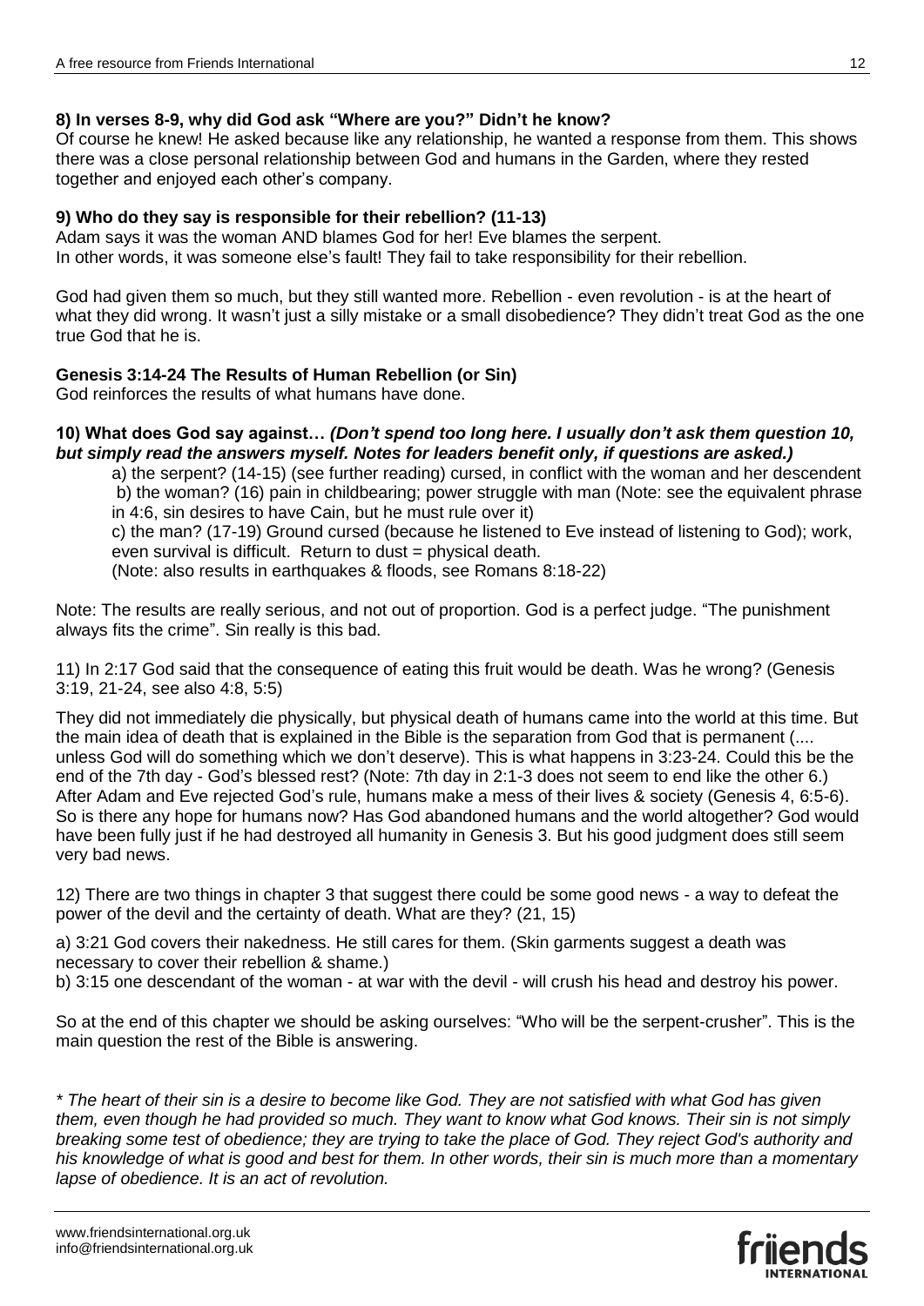**8) In verses 8-9, why did God ask "Where are you?" Didn't he know?**
Of course he knew! He asked because like any relationship, he wanted a response from them. This shows there was a close personal relationship between God and humans in the Garden, where they rested together and enjoyed each other's company.

**9) Who do they say is responsible for their rebellion? (11-13)**
Adam says it was the woman AND blames God for her! Eve blames the serpent.
In other words, it was someone else's fault! They fail to take responsibility for their rebellion.

God had given them so much, but they still wanted more. Rebellion - even revolution - is at the heart of what they did wrong. It wasn't just a silly mistake or a small disobedience? They didn't treat God as the one true God that he is.

**Genesis 3:14-24 The Results of Human Rebellion (or Sin)**
God reinforces the results of what humans have done.

**10) What does God say against…** ***(Don't spend too long here. I usually don't ask them question 10, but simply read the answers myself. Notes for leaders benefit only, if questions are asked.)***

a) the serpent? (14-15) (see further reading) cursed, in conflict with the woman and her descendent
b) the woman? (16) pain in childbearing; power struggle with man (Note: see the equivalent phrase in 4:6, sin desires to have Cain, but he must rule over it)
c) the man? (17-19) Ground cursed (because he listened to Eve instead of listening to God); work, even survival is difficult. Return to dust = physical death.
(Note: also results in earthquakes & floods, see Romans 8:18-22)

Note: The results are really serious, and not out of proportion. God is a perfect judge. "The punishment always fits the crime". Sin really is this bad.

11) In 2:17 God said that the consequence of eating this fruit would be death. Was he wrong? (Genesis 3:19, 21-24, see also 4:8, 5:5)

They did not immediately die physically, but physical death of humans came into the world at this time. But the main idea of death that is explained in the Bible is the separation from God that is permanent (.... unless God will do something which we don't deserve). This is what happens in 3:23-24. Could this be the end of the 7th day - God's blessed rest? (Note: 7th day in 2:1-3 does not seem to end like the other 6.) After Adam and Eve rejected God's rule, humans make a mess of their lives & society (Genesis 4, 6:5-6). So is there any hope for humans now? Has God abandoned humans and the world altogether? God would have been fully just if he had destroyed all humanity in Genesis 3. But his good judgment does still seem very bad news.

12) There are two things in chapter 3 that suggest there could be some good news - a way to defeat the power of the devil and the certainty of death. What are they? (21, 15)

a) 3:21 God covers their nakedness. He still cares for them. (Skin garments suggest a death was necessary to cover their rebellion & shame.)
b) 3:15 one descendant of the woman - at war with the devil - will crush his head and destroy his power.

So at the end of this chapter we should be asking ourselves: "Who will be the serpent-crusher". This is the main question the rest of the Bible is answering.

*\* The heart of their sin is a desire to become like God. They are not satisfied with what God has given them, even though he had provided so much. They want to know what God knows. Their sin is not simply breaking some test of obedience; they are trying to take the place of God. They reject God's authority and his knowledge of what is good and best for them. In other words, their sin is much more than a momentary lapse of obedience. It is an act of revolution.*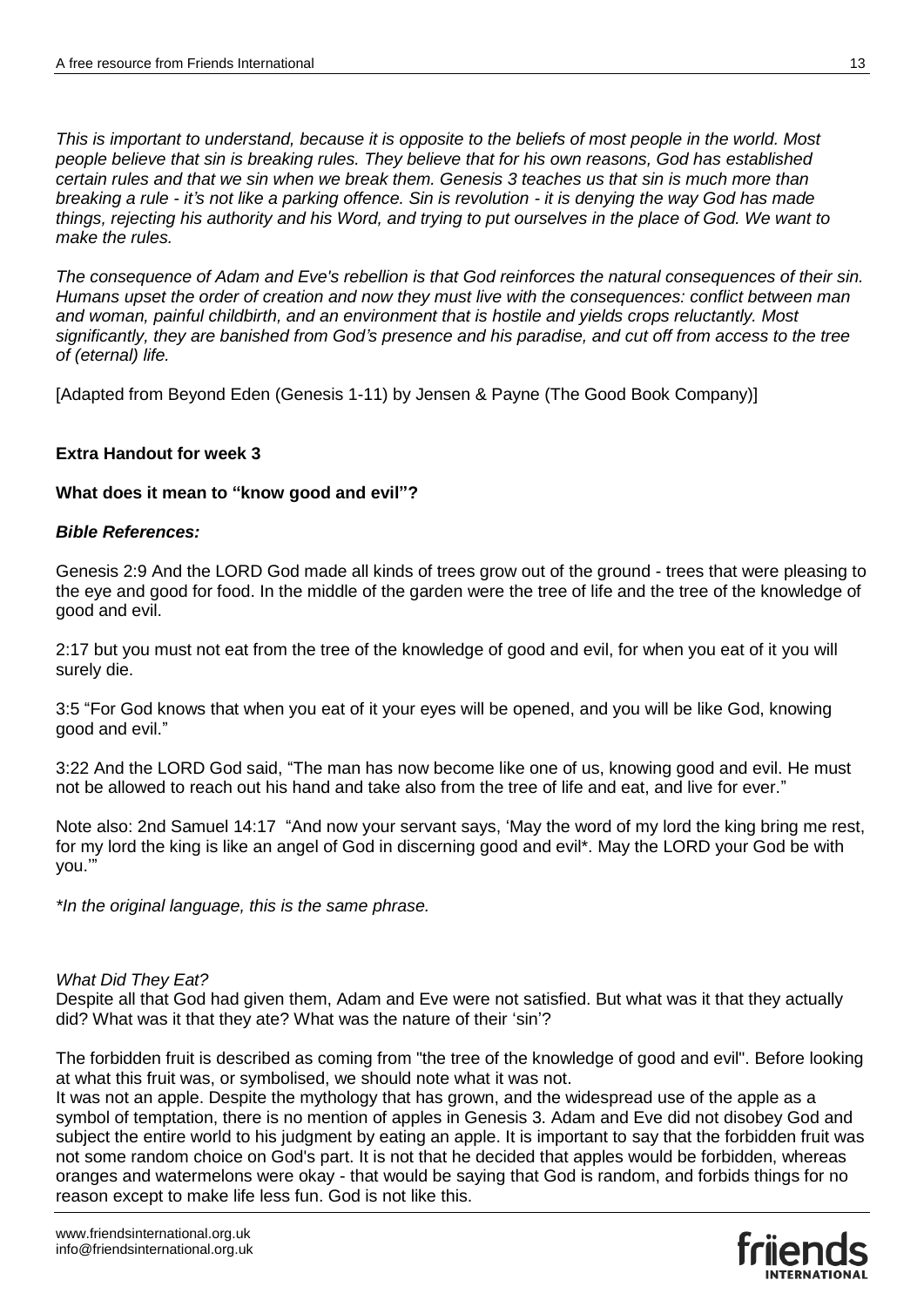*This is important to understand, because it is opposite to the beliefs of most people in the world. Most people believe that sin is breaking rules. They believe that for his own reasons, God has established certain rules and that we sin when we break them. Genesis 3 teaches us that sin is much more than breaking a rule - it's not like a parking offence. Sin is revolution - it is denying the way God has made things, rejecting his authority and his Word, and trying to put ourselves in the place of God. We want to make the rules.*

*The consequence of Adam and Eve's rebellion is that God reinforces the natural consequences of their sin. Humans upset the order of creation and now they must live with the consequences: conflict between man and woman, painful childbirth, and an environment that is hostile and yields crops reluctantly. Most significantly, they are banished from God's presence and his paradise, and cut off from access to the tree of (eternal) life.*

[Adapted from Beyond Eden (Genesis 1-11) by Jensen & Payne (The Good Book Company)]

**Extra Handout for week 3**

**What does it mean to "know good and evil"?**

***Bible References:***

Genesis 2:9 And the LORD God made all kinds of trees grow out of the ground - trees that were pleasing to the eye and good for food. In the middle of the garden were the tree of life and the tree of the knowledge of good and evil.

2:17 but you must not eat from the tree of the knowledge of good and evil, for when you eat of it you will surely die.

3:5 "For God knows that when you eat of it your eyes will be opened, and you will be like God, knowing good and evil."

3:22 And the LORD God said, "The man has now become like one of us, knowing good and evil. He must not be allowed to reach out his hand and take also from the tree of life and eat, and live for ever."

Note also: 2nd Samuel 14:17 "And now your servant says, 'May the word of my lord the king bring me rest, for my lord the king is like an angel of God in discerning good and evil*. May the LORD your God be with you.'"

*\*In the original language, this is the same phrase.*

*What Did They Eat?*

Despite all that God had given them, Adam and Eve were not satisfied. But what was it that they actually did? What was it that they ate? What was the nature of their 'sin'?

The forbidden fruit is described as coming from "the tree of the knowledge of good and evil". Before looking at what this fruit was, or symbolised, we should note what it was not.

It was not an apple. Despite the mythology that has grown, and the widespread use of the apple as a symbol of temptation, there is no mention of apples in Genesis 3. Adam and Eve did not disobey God and subject the entire world to his judgment by eating an apple. It is important to say that the forbidden fruit was not some random choice on God's part. It is not that he decided that apples would be forbidden, whereas oranges and watermelons were okay - that would be saying that God is random, and forbids things for no reason except to make life less fun. God is not like this.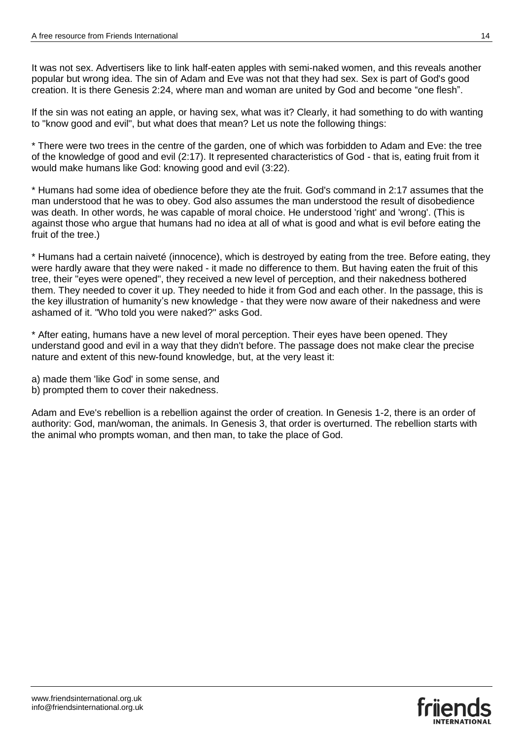It was not sex. Advertisers like to link half-eaten apples with semi-naked women, and this reveals another popular but wrong idea. The sin of Adam and Eve was not that they had sex. Sex is part of God's good creation. It is there Genesis 2:24, where man and woman are united by God and become "one flesh".

If the sin was not eating an apple, or having sex, what was it? Clearly, it had something to do with wanting to "know good and evil", but what does that mean? Let us note the following things:

* There were two trees in the centre of the garden, one of which was forbidden to Adam and Eve: the tree of the knowledge of good and evil (2:17). It represented characteristics of God - that is, eating fruit from it would make humans like God: knowing good and evil (3:22).

* Humans had some idea of obedience before they ate the fruit. God's command in 2:17 assumes that the man understood that he was to obey. God also assumes the man understood the result of disobedience was death. In other words, he was capable of moral choice. He understood 'right' and 'wrong'. (This is against those who argue that humans had no idea at all of what is good and what is evil before eating the fruit of the tree.)

* Humans had a certain naiveté (innocence), which is destroyed by eating from the tree. Before eating, they were hardly aware that they were naked - it made no difference to them. But having eaten the fruit of this tree, their "eyes were opened", they received a new level of perception, and their nakedness bothered them. They needed to cover it up. They needed to hide it from God and each other. In the passage, this is the key illustration of humanity's new knowledge - that they were now aware of their nakedness and were ashamed of it. "Who told you were naked?" asks God.

* After eating, humans have a new level of moral perception. Their eyes have been opened. They understand good and evil in a way that they didn't before. The passage does not make clear the precise nature and extent of this new-found knowledge, but, at the very least it:

a) made them 'like God' in some sense, and
b) prompted them to cover their nakedness.

Adam and Eve's rebellion is a rebellion against the order of creation. In Genesis 1-2, there is an order of authority: God, man/woman, the animals. In Genesis 3, that order is overturned. The rebellion starts with the animal who prompts woman, and then man, to take the place of God.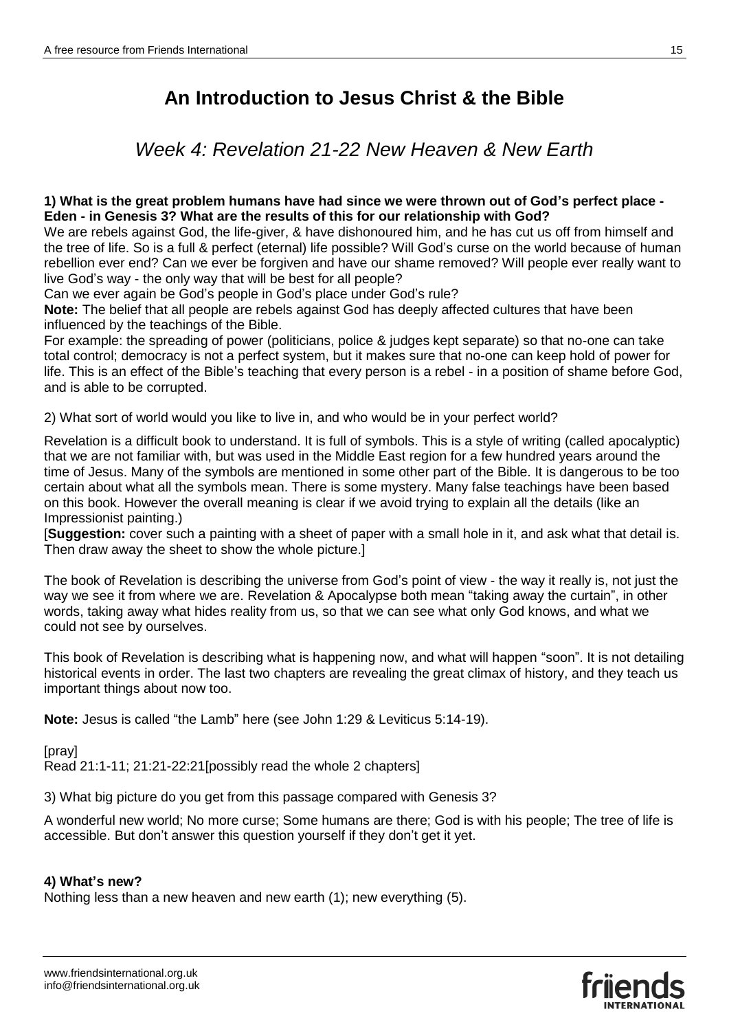# An Introduction to Jesus Christ & the Bible

## *Week 4: Revelation 21-22 New Heaven & New Earth*

**1) What is the great problem humans have had since we were thrown out of God's perfect place - Eden - in Genesis 3? What are the results of this for our relationship with God?**

We are rebels against God, the life-giver, & have dishonoured him, and he has cut us off from himself and the tree of life. So is a full & perfect (eternal) life possible? Will God's curse on the world because of human rebellion ever end? Can we ever be forgiven and have our shame removed? Will people ever really want to live God's way - the only way that will be best for all people?

Can we ever again be God's people in God's place under God's rule?

**Note:** The belief that all people are rebels against God has deeply affected cultures that have been influenced by the teachings of the Bible.

For example: the spreading of power (politicians, police & judges kept separate) so that no-one can take total control; democracy is not a perfect system, but it makes sure that no-one can keep hold of power for life. This is an effect of the Bible's teaching that every person is a rebel - in a position of shame before God, and is able to be corrupted.

2) What sort of world would you like to live in, and who would be in your perfect world?

Revelation is a difficult book to understand. It is full of symbols. This is a style of writing (called apocalyptic) that we are not familiar with, but was used in the Middle East region for a few hundred years around the time of Jesus. Many of the symbols are mentioned in some other part of the Bible. It is dangerous to be too certain about what all the symbols mean. There is some mystery. Many false teachings have been based on this book. However the overall meaning is clear if we avoid trying to explain all the details (like an Impressionist painting.)

[**Suggestion:** cover such a painting with a sheet of paper with a small hole in it, and ask what that detail is. Then draw away the sheet to show the whole picture.]

The book of Revelation is describing the universe from God's point of view - the way it really is, not just the way we see it from where we are. Revelation & Apocalypse both mean "taking away the curtain", in other words, taking away what hides reality from us, so that we can see what only God knows, and what we could not see by ourselves.

This book of Revelation is describing what is happening now, and what will happen "soon". It is not detailing historical events in order. The last two chapters are revealing the great climax of history, and they teach us important things about now too.

**Note:** Jesus is called "the Lamb" here (see John 1:29 & Leviticus 5:14-19).

[pray]

Read 21:1-11; 21:21-22:21[possibly read the whole 2 chapters]

3) What big picture do you get from this passage compared with Genesis 3?

A wonderful new world; No more curse; Some humans are there; God is with his people; The tree of life is accessible. But don't answer this question yourself if they don't get it yet.

**4) What's new?**

Nothing less than a new heaven and new earth (1); new everything (5).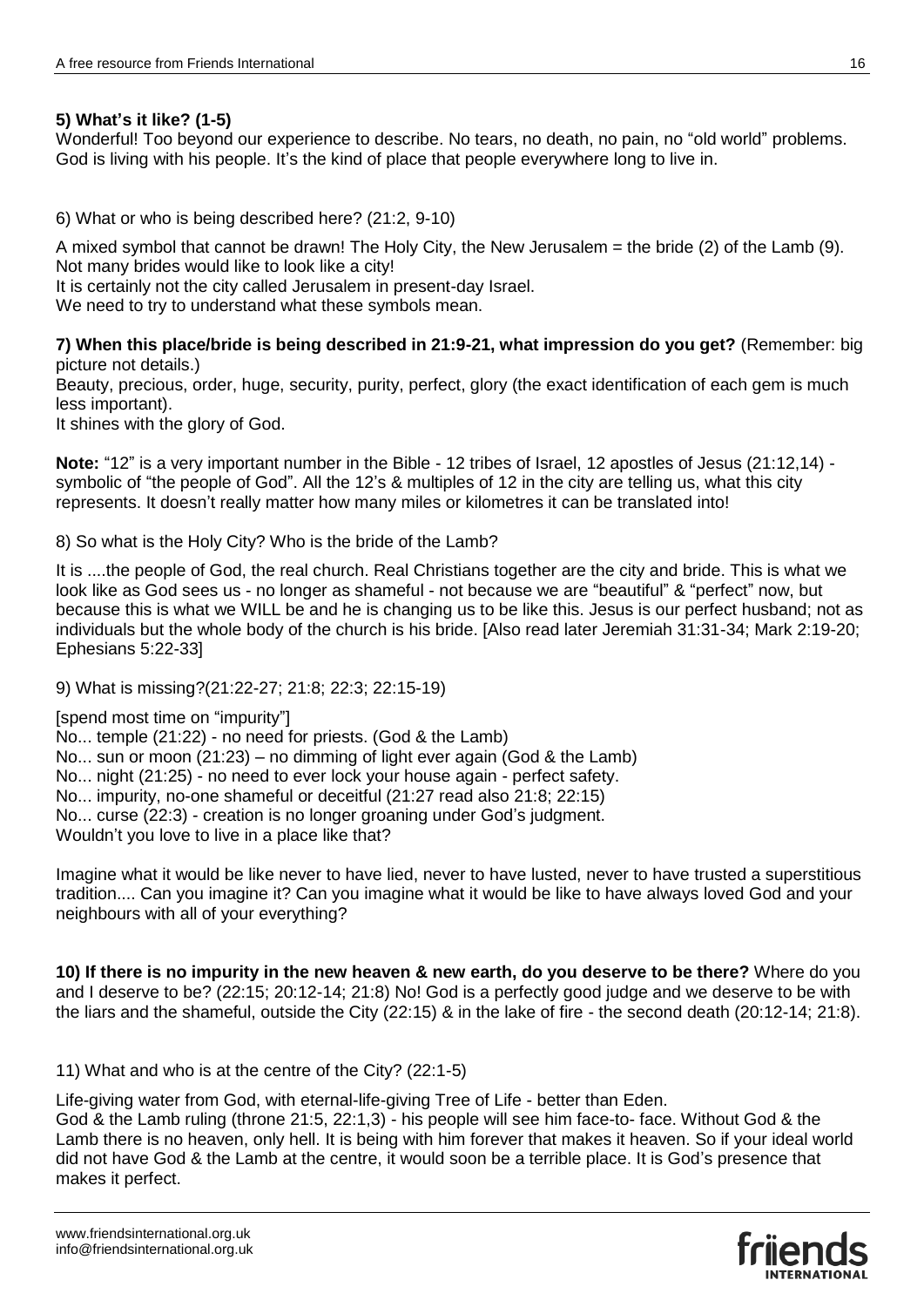**5) What's it like? (1-5)**

Wonderful! Too beyond our experience to describe. No tears, no death, no pain, no "old world" problems. God is living with his people. It's the kind of place that people everywhere long to live in.

6) What or who is being described here? (21:2, 9-10)

A mixed symbol that cannot be drawn! The Holy City, the New Jerusalem = the bride (2) of the Lamb (9). Not many brides would like to look like a city!
It is certainly not the city called Jerusalem in present-day Israel.
We need to try to understand what these symbols mean.

**7) When this place/bride is being described in 21:9-21, what impression do you get?** (Remember: big picture not details.)

Beauty, precious, order, huge, security, purity, perfect, glory (the exact identification of each gem is much less important).
It shines with the glory of God.

**Note:** "12" is a very important number in the Bible - 12 tribes of Israel, 12 apostles of Jesus (21:12,14) - symbolic of "the people of God". All the 12's & multiples of 12 in the city are telling us, what this city represents. It doesn't really matter how many miles or kilometres it can be translated into!

8) So what is the Holy City? Who is the bride of the Lamb?

It is ....the people of God, the real church. Real Christians together are the city and bride. This is what we look like as God sees us - no longer as shameful - not because we are "beautiful" & "perfect" now, but because this is what we WILL be and he is changing us to be like this. Jesus is our perfect husband; not as individuals but the whole body of the church is his bride. [Also read later Jeremiah 31:31-34; Mark 2:19-20; Ephesians 5:22-33]

9) What is missing?(21:22-27; 21:8; 22:3; 22:15-19)

[spend most time on "impurity"]
No... temple (21:22) - no need for priests. (God & the Lamb)
No... sun or moon (21:23) – no dimming of light ever again (God & the Lamb)
No... night (21:25) - no need to ever lock your house again - perfect safety.
No... impurity, no-one shameful or deceitful (21:27 read also 21:8; 22:15)
No... curse (22:3) - creation is no longer groaning under God's judgment.
Wouldn't you love to live in a place like that?

Imagine what it would be like never to have lied, never to have lusted, never to have trusted a superstitious tradition.... Can you imagine it? Can you imagine what it would be like to have always loved God and your neighbours with all of your everything?

**10) If there is no impurity in the new heaven & new earth, do you deserve to be there?** Where do you and I deserve to be? (22:15; 20:12-14; 21:8) No! God is a perfectly good judge and we deserve to be with the liars and the shameful, outside the City (22:15) & in the lake of fire - the second death (20:12-14; 21:8).

11) What and who is at the centre of the City? (22:1-5)

Life-giving water from God, with eternal-life-giving Tree of Life - better than Eden.
God & the Lamb ruling (throne 21:5, 22:1,3) - his people will see him face-to- face. Without God & the Lamb there is no heaven, only hell. It is being with him forever that makes it heaven. So if your ideal world did not have God & the Lamb at the centre, it would soon be a terrible place. It is God's presence that makes it perfect.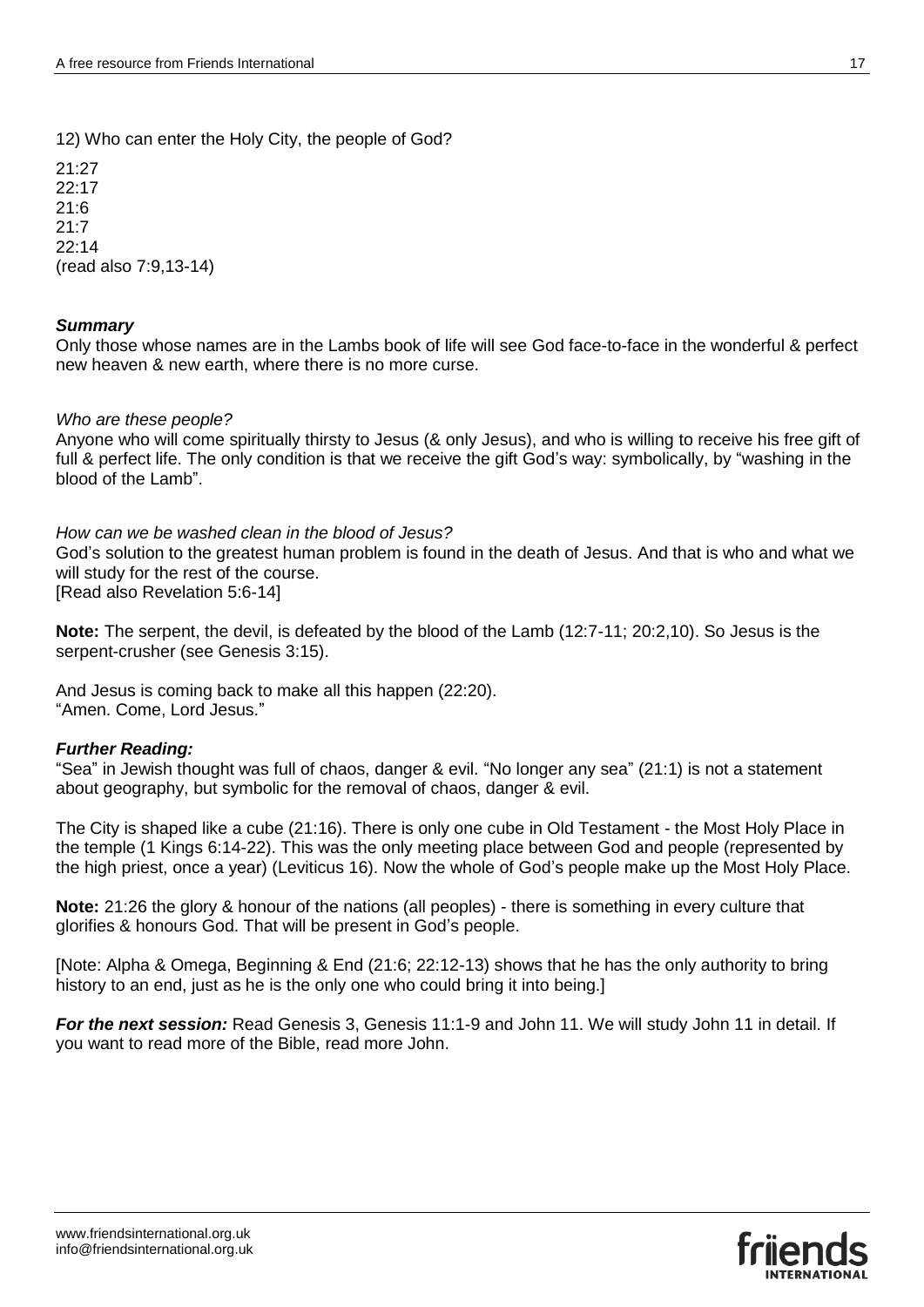12) Who can enter the Holy City, the people of God?

21:27
22:17
21:6
21:7
22:14
(read also 7:9,13-14)

***Summary***
Only those whose names are in the Lambs book of life will see God face-to-face in the wonderful & perfect new heaven & new earth, where there is no more curse.

*Who are these people?*
Anyone who will come spiritually thirsty to Jesus (& only Jesus), and who is willing to receive his free gift of full & perfect life. The only condition is that we receive the gift God's way: symbolically, by "washing in the blood of the Lamb".

*How can we be washed clean in the blood of Jesus?*
God's solution to the greatest human problem is found in the death of Jesus. And that is who and what we will study for the rest of the course.
[Read also Revelation 5:6-14]

**Note:** The serpent, the devil, is defeated by the blood of the Lamb (12:7-11; 20:2,10). So Jesus is the serpent-crusher (see Genesis 3:15).

And Jesus is coming back to make all this happen (22:20).
"Amen. Come, Lord Jesus."

***Further Reading:***
"Sea" in Jewish thought was full of chaos, danger & evil. "No longer any sea" (21:1) is not a statement about geography, but symbolic for the removal of chaos, danger & evil.

The City is shaped like a cube (21:16). There is only one cube in Old Testament - the Most Holy Place in the temple (1 Kings 6:14-22). This was the only meeting place between God and people (represented by the high priest, once a year) (Leviticus 16). Now the whole of God's people make up the Most Holy Place.

**Note:** 21:26 the glory & honour of the nations (all peoples) - there is something in every culture that glorifies & honours God. That will be present in God's people.

[Note: Alpha & Omega, Beginning & End (21:6; 22:12-13) shows that he has the only authority to bring history to an end, just as he is the only one who could bring it into being.]

***For the next session:*** Read Genesis 3, Genesis 11:1-9 and John 11. We will study John 11 in detail. If you want to read more of the Bible, read more John.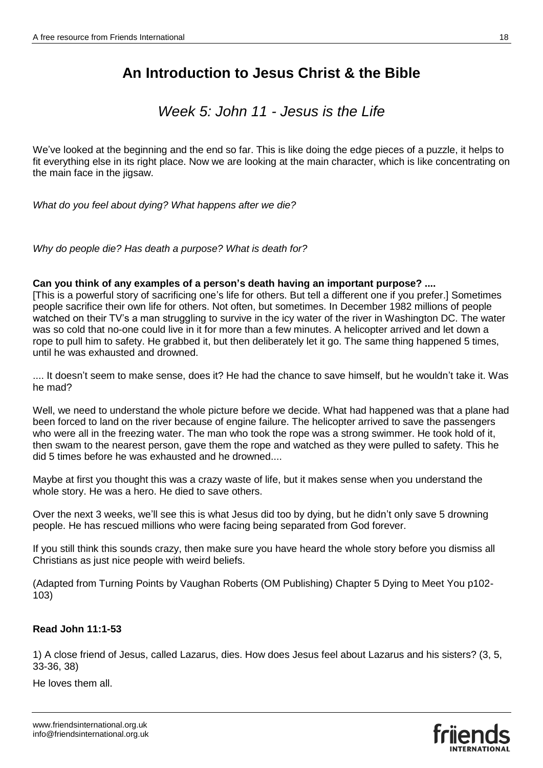# An Introduction to Jesus Christ & the Bible

## *Week 5: John 11 - Jesus is the Life*

We've looked at the beginning and the end so far. This is like doing the edge pieces of a puzzle, it helps to fit everything else in its right place. Now we are looking at the main character, which is like concentrating on the main face in the jigsaw.

*What do you feel about dying? What happens after we die?*

*Why do people die? Has death a purpose? What is death for?*

**Can you think of any examples of a person's death having an important purpose? ....**
[This is a powerful story of sacrificing one's life for others. But tell a different one if you prefer.] Sometimes people sacrifice their own life for others. Not often, but sometimes. In December 1982 millions of people watched on their TV's a man struggling to survive in the icy water of the river in Washington DC. The water was so cold that no-one could live in it for more than a few minutes. A helicopter arrived and let down a rope to pull him to safety. He grabbed it, but then deliberately let it go. The same thing happened 5 times, until he was exhausted and drowned.

.... It doesn't seem to make sense, does it? He had the chance to save himself, but he wouldn't take it. Was he mad?

Well, we need to understand the whole picture before we decide. What had happened was that a plane had been forced to land on the river because of engine failure. The helicopter arrived to save the passengers who were all in the freezing water. The man who took the rope was a strong swimmer. He took hold of it, then swam to the nearest person, gave them the rope and watched as they were pulled to safety. This he did 5 times before he was exhausted and he drowned....

Maybe at first you thought this was a crazy waste of life, but it makes sense when you understand the whole story. He was a hero. He died to save others.

Over the next 3 weeks, we'll see this is what Jesus did too by dying, but he didn't only save 5 drowning people. He has rescued millions who were facing being separated from God forever.

If you still think this sounds crazy, then make sure you have heard the whole story before you dismiss all Christians as just nice people with weird beliefs.

(Adapted from Turning Points by Vaughan Roberts (OM Publishing) Chapter 5 Dying to Meet You p102-103)

**Read John 11:1-53**

1) A close friend of Jesus, called Lazarus, dies. How does Jesus feel about Lazarus and his sisters? (3, 5, 33-36, 38)

He loves them all.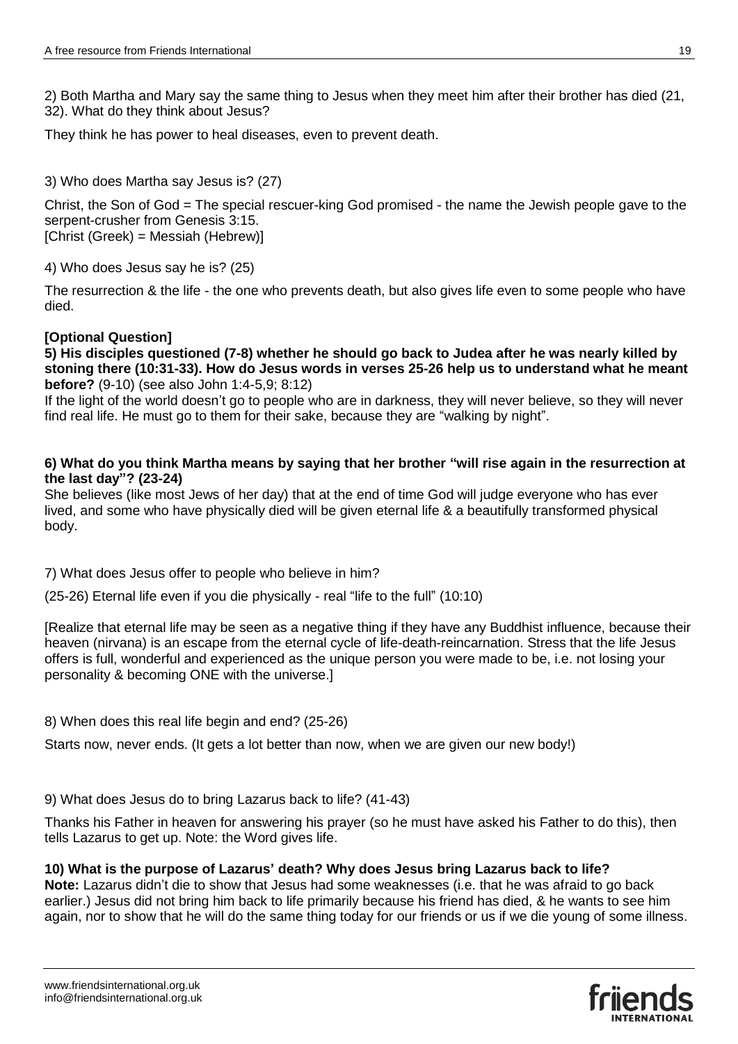2) Both Martha and Mary say the same thing to Jesus when they meet him after their brother has died (21, 32). What do they think about Jesus?

They think he has power to heal diseases, even to prevent death.

3) Who does Martha say Jesus is? (27)

Christ, the Son of God = The special rescuer-king God promised - the name the Jewish people gave to the serpent-crusher from Genesis 3:15.
[Christ (Greek) = Messiah (Hebrew)]

4) Who does Jesus say he is? (25)

The resurrection & the life - the one who prevents death, but also gives life even to some people who have died.

**[Optional Question]**

**5) His disciples questioned (7-8) whether he should go back to Judea after he was nearly killed by stoning there (10:31-33). How do Jesus words in verses 25-26 help us to understand what he meant before?** (9-10) (see also John 1:4-5,9; 8:12)

If the light of the world doesn't go to people who are in darkness, they will never believe, so they will never find real life. He must go to them for their sake, because they are "walking by night".

**6) What do you think Martha means by saying that her brother "will rise again in the resurrection at the last day"? (23-24)**

She believes (like most Jews of her day) that at the end of time God will judge everyone who has ever lived, and some who have physically died will be given eternal life & a beautifully transformed physical body.

7) What does Jesus offer to people who believe in him?

(25-26) Eternal life even if you die physically - real "life to the full" (10:10)

[Realize that eternal life may be seen as a negative thing if they have any Buddhist influence, because their heaven (nirvana) is an escape from the eternal cycle of life-death-reincarnation. Stress that the life Jesus offers is full, wonderful and experienced as the unique person you were made to be, i.e. not losing your personality & becoming ONE with the universe.]

8) When does this real life begin and end? (25-26)

Starts now, never ends. (It gets a lot better than now, when we are given our new body!)

9) What does Jesus do to bring Lazarus back to life? (41-43)

Thanks his Father in heaven for answering his prayer (so he must have asked his Father to do this), then tells Lazarus to get up. Note: the Word gives life.

**10) What is the purpose of Lazarus' death? Why does Jesus bring Lazarus back to life?**

**Note:** Lazarus didn't die to show that Jesus had some weaknesses (i.e. that he was afraid to go back earlier.) Jesus did not bring him back to life primarily because his friend has died, & he wants to see him again, nor to show that he will do the same thing today for our friends or us if we die young of some illness.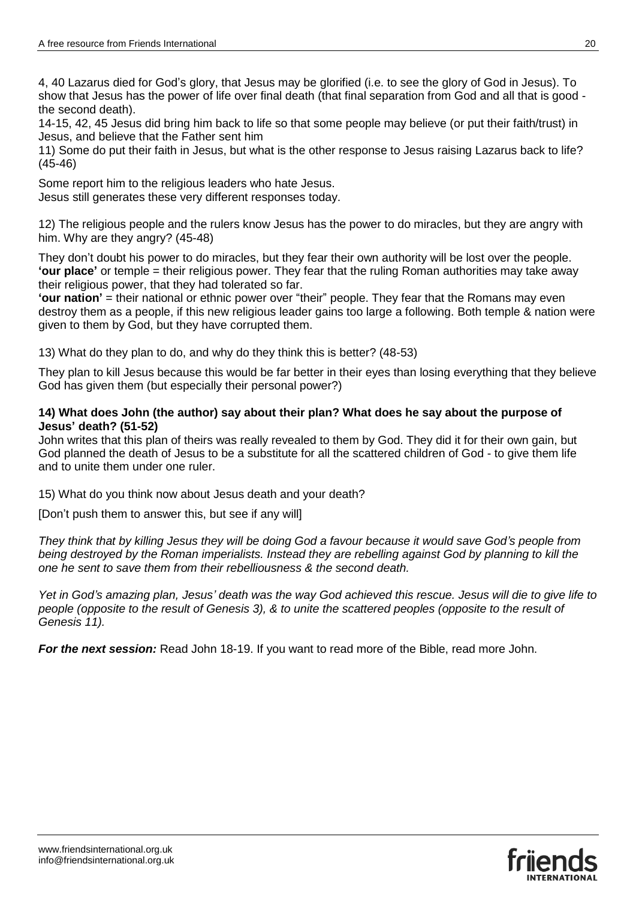4, 40 Lazarus died for God's glory, that Jesus may be glorified (i.e. to see the glory of God in Jesus). To show that Jesus has the power of life over final death (that final separation from God and all that is good - the second death).

14-15, 42, 45 Jesus did bring him back to life so that some people may believe (or put their faith/trust) in Jesus, and believe that the Father sent him

11) Some do put their faith in Jesus, but what is the other response to Jesus raising Lazarus back to life? (45-46)

Some report him to the religious leaders who hate Jesus.
Jesus still generates these very different responses today.

12) The religious people and the rulers know Jesus has the power to do miracles, but they are angry with him. Why are they angry? (45-48)

They don't doubt his power to do miracles, but they fear their own authority will be lost over the people.
**'our place'** or temple = their religious power. They fear that the ruling Roman authorities may take away their religious power, that they had tolerated so far.
**'our nation'** = their national or ethnic power over "their" people. They fear that the Romans may even destroy them as a people, if this new religious leader gains too large a following. Both temple & nation were given to them by God, but they have corrupted them.

13) What do they plan to do, and why do they think this is better? (48-53)

They plan to kill Jesus because this would be far better in their eyes than losing everything that they believe God has given them (but especially their personal power?)

**14) What does John (the author) say about their plan? What does he say about the purpose of Jesus' death? (51-52)**
John writes that this plan of theirs was really revealed to them by God. They did it for their own gain, but God planned the death of Jesus to be a substitute for all the scattered children of God - to give them life and to unite them under one ruler.

15) What do you think now about Jesus death and your death?

[Don't push them to answer this, but see if any will]

*They think that by killing Jesus they will be doing God a favour because it would save God's people from being destroyed by the Roman imperialists. Instead they are rebelling against God by planning to kill the one he sent to save them from their rebelliousness & the second death.*

*Yet in God's amazing plan, Jesus' death was the way God achieved this rescue. Jesus will die to give life to people (opposite to the result of Genesis 3), & to unite the scattered peoples (opposite to the result of Genesis 11).*

***For the next session:*** Read John 18-19. If you want to read more of the Bible, read more John.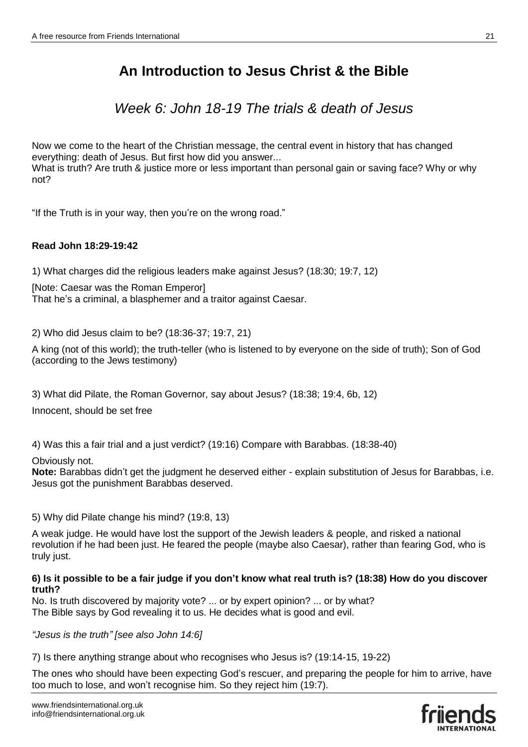# An Introduction to Jesus Christ & the Bible

## *Week 6: John 18-19 The trials & death of Jesus*

Now we come to the heart of the Christian message, the central event in history that has changed everything: death of Jesus. But first how did you answer...
What is truth? Are truth & justice more or less important than personal gain or saving face? Why or why not?

"If the Truth is in your way, then you're on the wrong road."

**Read John 18:29-19:42**

1) What charges did the religious leaders make against Jesus? (18:30; 19:7, 12)

[Note: Caesar was the Roman Emperor]
That he's a criminal, a blasphemer and a traitor against Caesar.

2) Who did Jesus claim to be? (18:36-37; 19:7, 21)

A king (not of this world); the truth-teller (who is listened to by everyone on the side of truth); Son of God (according to the Jews testimony)

3) What did Pilate, the Roman Governor, say about Jesus? (18:38; 19:4, 6b, 12)

Innocent, should be set free

4) Was this a fair trial and a just verdict? (19:16) Compare with Barabbas. (18:38-40)

Obviously not.
**Note:** Barabbas didn't get the judgment he deserved either - explain substitution of Jesus for Barabbas, i.e. Jesus got the punishment Barabbas deserved.

5) Why did Pilate change his mind? (19:8, 13)

A weak judge. He would have lost the support of the Jewish leaders & people, and risked a national revolution if he had been just. He feared the people (maybe also Caesar), rather than fearing God, who is truly just.

**6) Is it possible to be a fair judge if you don't know what real truth is? (18:38) How do you discover truth?**
No. Is truth discovered by majority vote? ... or by expert opinion? ... or by what?
The Bible says by God revealing it to us. He decides what is good and evil.

*"Jesus is the truth" [see also John 14:6]*

7) Is there anything strange about who recognises who Jesus is? (19:14-15, 19-22)

The ones who should have been expecting God's rescuer, and preparing the people for him to arrive, have too much to lose, and won't recognise him. So they reject him (19:7).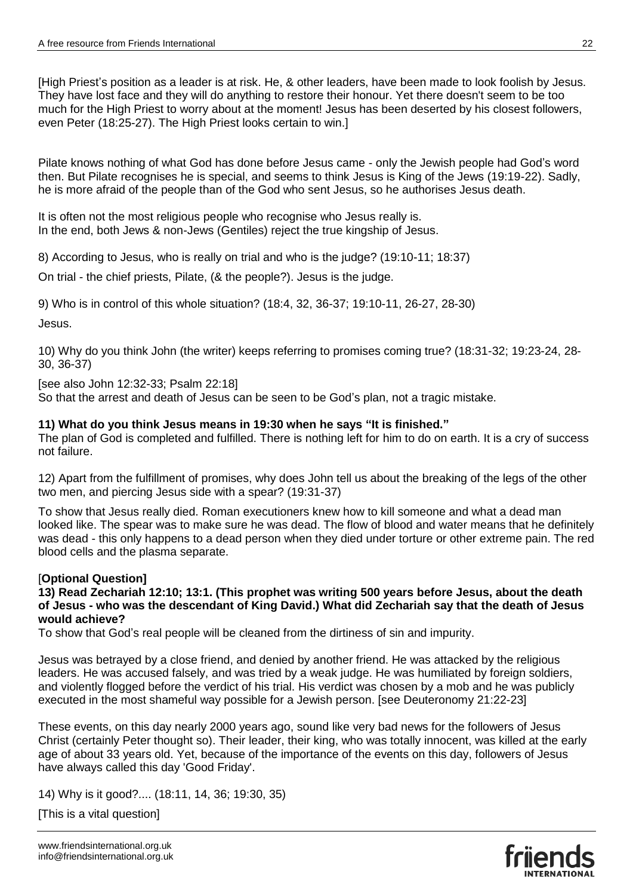[High Priest's position as a leader is at risk. He, & other leaders, have been made to look foolish by Jesus. They have lost face and they will do anything to restore their honour. Yet there doesn't seem to be too much for the High Priest to worry about at the moment! Jesus has been deserted by his closest followers, even Peter (18:25-27). The High Priest looks certain to win.]

Pilate knows nothing of what God has done before Jesus came - only the Jewish people had God's word then. But Pilate recognises he is special, and seems to think Jesus is King of the Jews (19:19-22). Sadly, he is more afraid of the people than of the God who sent Jesus, so he authorises Jesus death.

It is often not the most religious people who recognise who Jesus really is.
In the end, both Jews & non-Jews (Gentiles) reject the true kingship of Jesus.

8) According to Jesus, who is really on trial and who is the judge? (19:10-11; 18:37)

On trial - the chief priests, Pilate, (& the people?). Jesus is the judge.

9) Who is in control of this whole situation? (18:4, 32, 36-37; 19:10-11, 26-27, 28-30)

Jesus.

10) Why do you think John (the writer) keeps referring to promises coming true? (18:31-32; 19:23-24, 28-30, 36-37)

[see also John 12:32-33; Psalm 22:18]
So that the arrest and death of Jesus can be seen to be God's plan, not a tragic mistake.

**11) What do you think Jesus means in 19:30 when he says "It is finished."**
The plan of God is completed and fulfilled. There is nothing left for him to do on earth. It is a cry of success not failure.

12) Apart from the fulfillment of promises, why does John tell us about the breaking of the legs of the other two men, and piercing Jesus side with a spear? (19:31-37)

To show that Jesus really died. Roman executioners knew how to kill someone and what a dead man looked like. The spear was to make sure he was dead. The flow of blood and water means that he definitely was dead - this only happens to a dead person when they died under torture or other extreme pain. The red blood cells and the plasma separate.

[**Optional Question]**
**13) Read Zechariah 12:10; 13:1. (This prophet was writing 500 years before Jesus, about the death of Jesus - who was the descendant of King David.) What did Zechariah say that the death of Jesus would achieve?**
To show that God's real people will be cleaned from the dirtiness of sin and impurity.

Jesus was betrayed by a close friend, and denied by another friend. He was attacked by the religious leaders. He was accused falsely, and was tried by a weak judge. He was humiliated by foreign soldiers, and violently flogged before the verdict of his trial. His verdict was chosen by a mob and he was publicly executed in the most shameful way possible for a Jewish person. [see Deuteronomy 21:22-23]

These events, on this day nearly 2000 years ago, sound like very bad news for the followers of Jesus Christ (certainly Peter thought so). Their leader, their king, who was totally innocent, was killed at the early age of about 33 years old. Yet, because of the importance of the events on this day, followers of Jesus have always called this day 'Good Friday'.

14) Why is it good?.... (18:11, 14, 36; 19:30, 35)

[This is a vital question]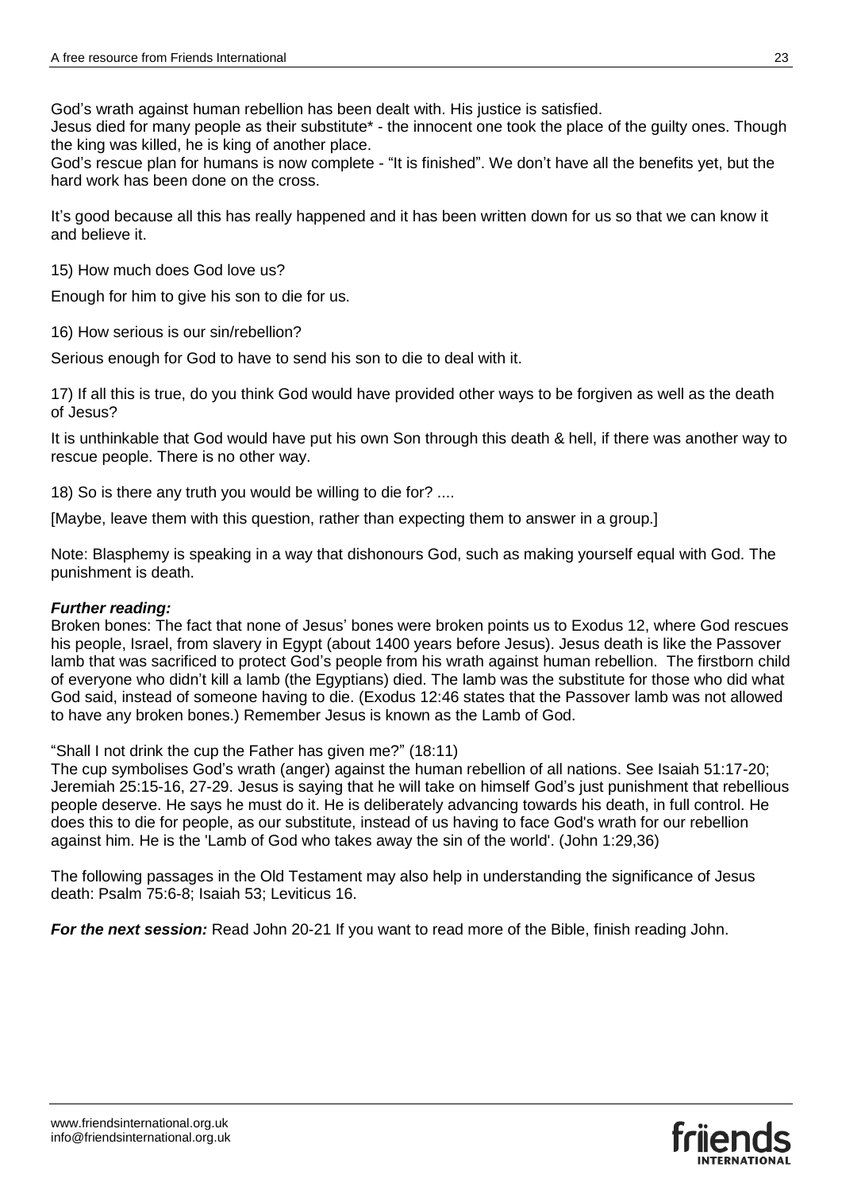God's wrath against human rebellion has been dealt with. His justice is satisfied.
Jesus died for many people as their substitute* - the innocent one took the place of the guilty ones. Though the king was killed, he is king of another place.
God's rescue plan for humans is now complete - "It is finished". We don't have all the benefits yet, but the hard work has been done on the cross.

It's good because all this has really happened and it has been written down for us so that we can know it and believe it.

15) How much does God love us?

Enough for him to give his son to die for us.

16) How serious is our sin/rebellion?

Serious enough for God to have to send his son to die to deal with it.

17) If all this is true, do you think God would have provided other ways to be forgiven as well as the death of Jesus?

It is unthinkable that God would have put his own Son through this death & hell, if there was another way to rescue people. There is no other way.

18) So is there any truth you would be willing to die for? ....

[Maybe, leave them with this question, rather than expecting them to answer in a group.]

Note: Blasphemy is speaking in a way that dishonours God, such as making yourself equal with God. The punishment is death.

***Further reading:***
Broken bones: The fact that none of Jesus' bones were broken points us to Exodus 12, where God rescues his people, Israel, from slavery in Egypt (about 1400 years before Jesus). Jesus death is like the Passover lamb that was sacrificed to protect God's people from his wrath against human rebellion. The firstborn child of everyone who didn't kill a lamb (the Egyptians) died. The lamb was the substitute for those who did what God said, instead of someone having to die. (Exodus 12:46 states that the Passover lamb was not allowed to have any broken bones.) Remember Jesus is known as the Lamb of God.

"Shall I not drink the cup the Father has given me?" (18:11)
The cup symbolises God's wrath (anger) against the human rebellion of all nations. See Isaiah 51:17-20; Jeremiah 25:15-16, 27-29. Jesus is saying that he will take on himself God's just punishment that rebellious people deserve. He says he must do it. He is deliberately advancing towards his death, in full control. He does this to die for people, as our substitute, instead of us having to face God's wrath for our rebellion against him. He is the 'Lamb of God who takes away the sin of the world'. (John 1:29,36)

The following passages in the Old Testament may also help in understanding the significance of Jesus death: Psalm 75:6-8; Isaiah 53; Leviticus 16.

***For the next session:*** Read John 20-21 If you want to read more of the Bible, finish reading John.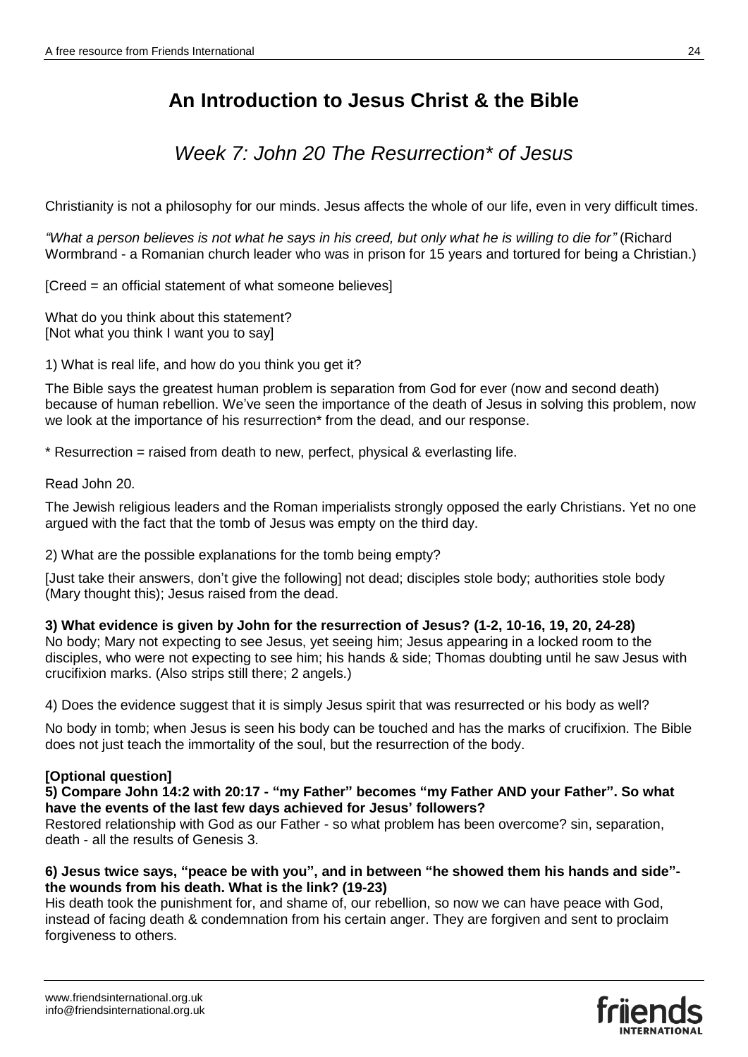# An Introduction to Jesus Christ & the Bible

## *Week 7: John 20 The Resurrection* of Jesus*

Christianity is not a philosophy for our minds. Jesus affects the whole of our life, even in very difficult times.

*"What a person believes is not what he says in his creed, but only what he is willing to die for"* (Richard Wormbrand - a Romanian church leader who was in prison for 15 years and tortured for being a Christian.)

[Creed = an official statement of what someone believes]

What do you think about this statement?
[Not what you think I want you to say]

1) What is real life, and how do you think you get it?

The Bible says the greatest human problem is separation from God for ever (now and second death) because of human rebellion. We've seen the importance of the death of Jesus in solving this problem, now we look at the importance of his resurrection* from the dead, and our response.

\* Resurrection = raised from death to new, perfect, physical & everlasting life.

Read John 20.

The Jewish religious leaders and the Roman imperialists strongly opposed the early Christians. Yet no one argued with the fact that the tomb of Jesus was empty on the third day.

2) What are the possible explanations for the tomb being empty?

[Just take their answers, don't give the following] not dead; disciples stole body; authorities stole body (Mary thought this); Jesus raised from the dead.

**3) What evidence is given by John for the resurrection of Jesus? (1-2, 10-16, 19, 20, 24-28)**
No body; Mary not expecting to see Jesus, yet seeing him; Jesus appearing in a locked room to the disciples, who were not expecting to see him; his hands & side; Thomas doubting until he saw Jesus with crucifixion marks. (Also strips still there; 2 angels.)

4) Does the evidence suggest that it is simply Jesus spirit that was resurrected or his body as well?

No body in tomb; when Jesus is seen his body can be touched and has the marks of crucifixion. The Bible does not just teach the immortality of the soul, but the resurrection of the body.

**[Optional question]**
**5) Compare John 14:2 with 20:17 - "my Father" becomes "my Father AND your Father". So what have the events of the last few days achieved for Jesus' followers?**
Restored relationship with God as our Father - so what problem has been overcome? sin, separation, death - all the results of Genesis 3.

**6) Jesus twice says, "peace be with you", and in between "he showed them his hands and side"- the wounds from his death. What is the link? (19-23)**
His death took the punishment for, and shame of, our rebellion, so now we can have peace with God, instead of facing death & condemnation from his certain anger. They are forgiven and sent to proclaim forgiveness to others.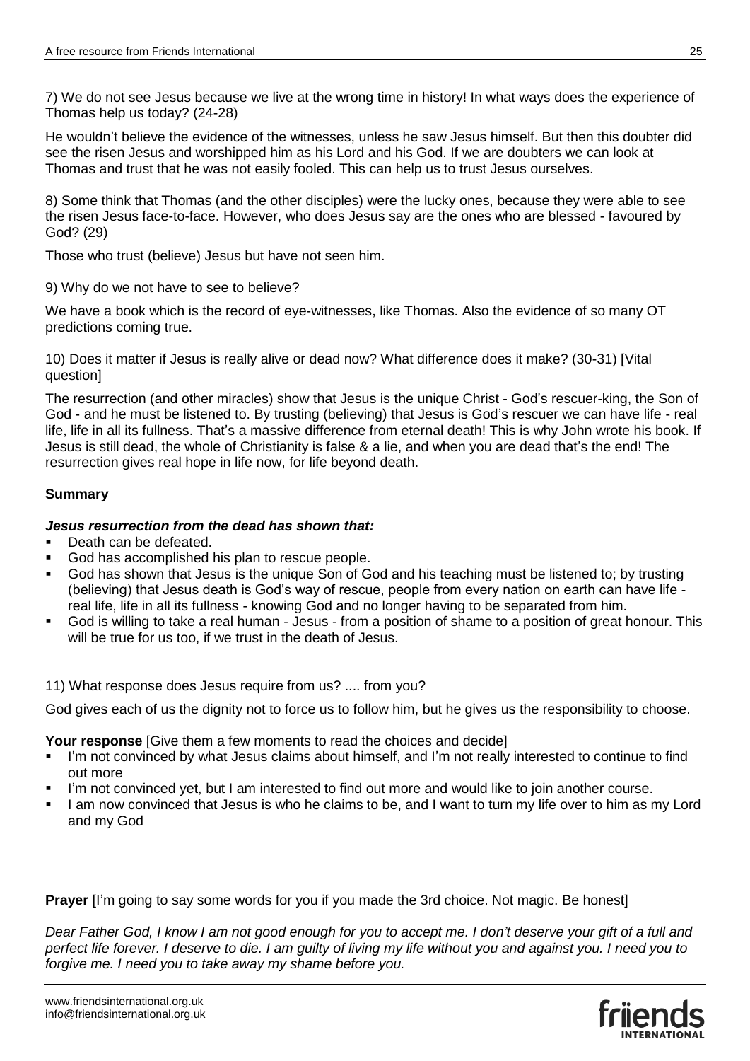7) We do not see Jesus because we live at the wrong time in history! In what ways does the experience of Thomas help us today? (24-28)

He wouldn't believe the evidence of the witnesses, unless he saw Jesus himself. But then this doubter did see the risen Jesus and worshipped him as his Lord and his God. If we are doubters we can look at Thomas and trust that he was not easily fooled. This can help us to trust Jesus ourselves.

8) Some think that Thomas (and the other disciples) were the lucky ones, because they were able to see the risen Jesus face-to-face. However, who does Jesus say are the ones who are blessed - favoured by God? (29)

Those who trust (believe) Jesus but have not seen him.

9) Why do we not have to see to believe?

We have a book which is the record of eye-witnesses, like Thomas. Also the evidence of so many OT predictions coming true.

10) Does it matter if Jesus is really alive or dead now? What difference does it make? (30-31) [Vital question]

The resurrection (and other miracles) show that Jesus is the unique Christ - God's rescuer-king, the Son of God - and he must be listened to. By trusting (believing) that Jesus is God's rescuer we can have life - real life, life in all its fullness. That's a massive difference from eternal death! This is why John wrote his book. If Jesus is still dead, the whole of Christianity is false & a lie, and when you are dead that's the end! The resurrection gives real hope in life now, for life beyond death.

**Summary**

***Jesus resurrection from the dead has shown that:***

- Death can be defeated.
- God has accomplished his plan to rescue people.
- God has shown that Jesus is the unique Son of God and his teaching must be listened to; by trusting (believing) that Jesus death is God's way of rescue, people from every nation on earth can have life - real life, life in all its fullness - knowing God and no longer having to be separated from him.
- God is willing to take a real human - Jesus - from a position of shame to a position of great honour. This will be true for us too, if we trust in the death of Jesus.

11) What response does Jesus require from us? .... from you?

God gives each of us the dignity not to force us to follow him, but he gives us the responsibility to choose.

**Your response** [Give them a few moments to read the choices and decide]

- I'm not convinced by what Jesus claims about himself, and I'm not really interested to continue to find out more
- I'm not convinced yet, but I am interested to find out more and would like to join another course.
- I am now convinced that Jesus is who he claims to be, and I want to turn my life over to him as my Lord and my God

**Prayer** [I'm going to say some words for you if you made the 3rd choice. Not magic. Be honest]

*Dear Father God, I know I am not good enough for you to accept me. I don't deserve your gift of a full and perfect life forever. I deserve to die. I am guilty of living my life without you and against you. I need you to forgive me. I need you to take away my shame before you.*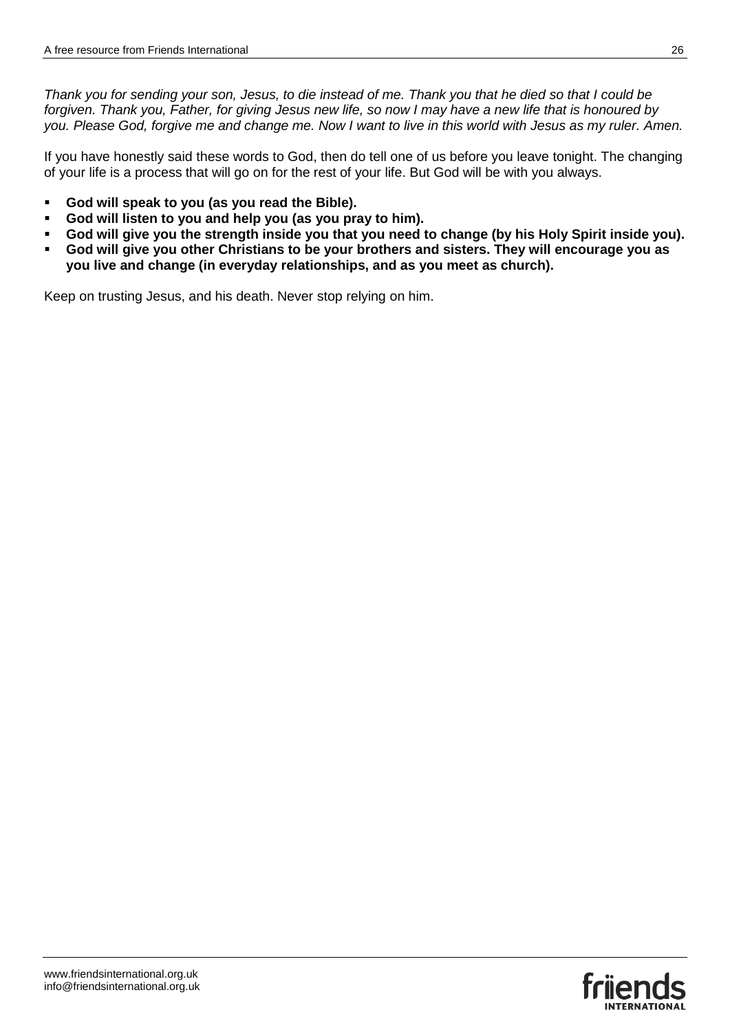*Thank you for sending your son, Jesus, to die instead of me. Thank you that he died so that I could be forgiven. Thank you, Father, for giving Jesus new life, so now I may have a new life that is honoured by you. Please God, forgive me and change me. Now I want to live in this world with Jesus as my ruler. Amen.*

If you have honestly said these words to God, then do tell one of us before you leave tonight. The changing of your life is a process that will go on for the rest of your life. But God will be with you always.

- **God will speak to you (as you read the Bible).**
- **God will listen to you and help you (as you pray to him).**
- **God will give you the strength inside you that you need to change (by his Holy Spirit inside you).**
- **God will give you other Christians to be your brothers and sisters. They will encourage you as you live and change (in everyday relationships, and as you meet as church).**

Keep on trusting Jesus, and his death. Never stop relying on him.